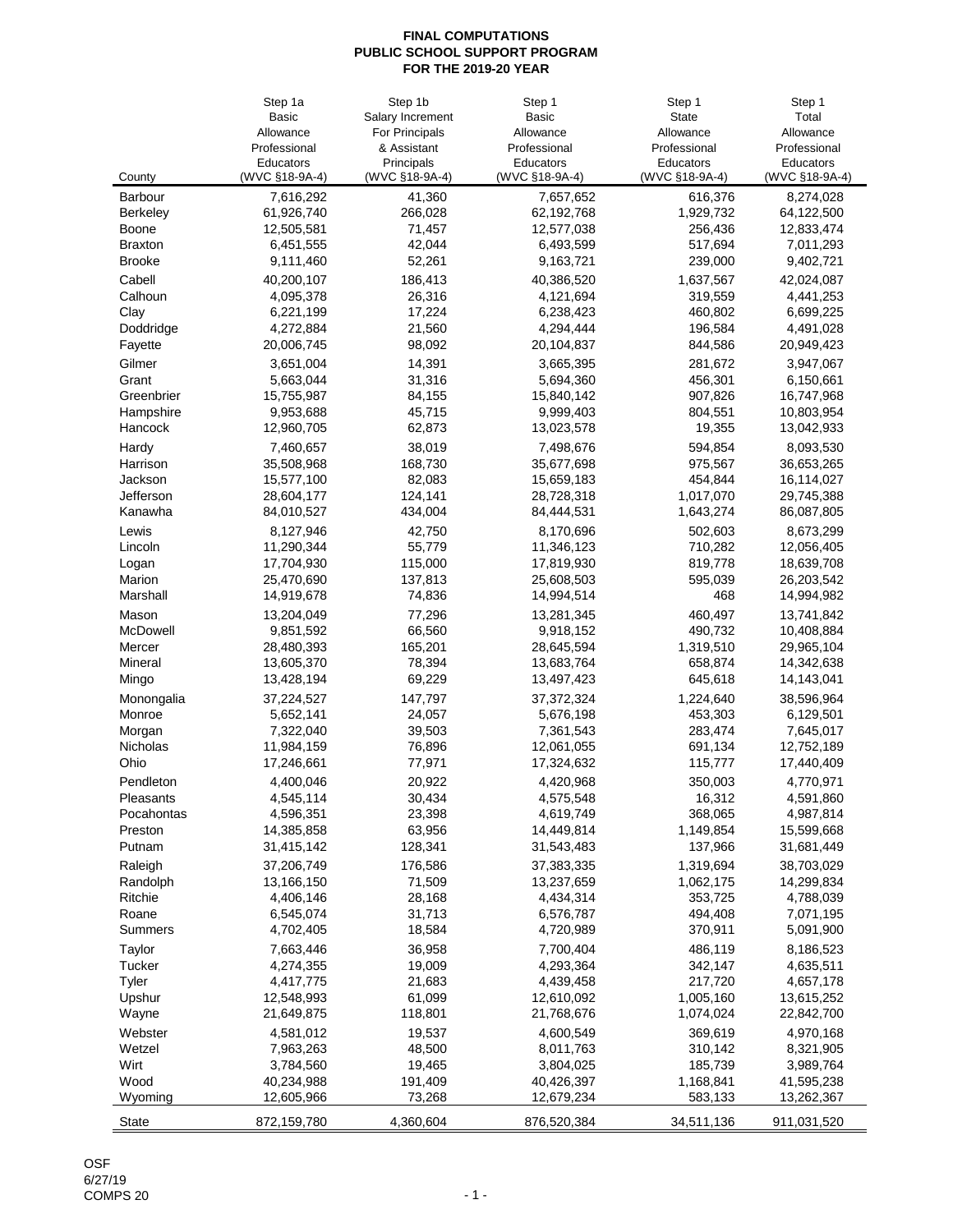# FINAL COMPUTATIONS
## PUBLIC SCHOOL SUPPORT PROGRAM
## FOR THE 2019-20 YEAR

| County | Step 1a Basic Allowance Professional Educators (WVC §18-9A-4) | Step 1b Salary Increment For Principals & Assistant Principals (WVC §18-9A-4) | Step 1 Basic Allowance Professional Educators (WVC §18-9A-4) | Step 1 State Allowance Professional Educators (WVC §18-9A-4) | Step 1 Total Allowance Professional Educators (WVC §18-9A-4) |
|---|---|---|---|---|---|
| Barbour | 7,616,292 | 41,360 | 7,657,652 | 616,376 | 8,274,028 |
| Berkeley | 61,926,740 | 266,028 | 62,192,768 | 1,929,732 | 64,122,500 |
| Boone | 12,505,581 | 71,457 | 12,577,038 | 256,436 | 12,833,474 |
| Braxton | 6,451,555 | 42,044 | 6,493,599 | 517,694 | 7,011,293 |
| Brooke | 9,111,460 | 52,261 | 9,163,721 | 239,000 | 9,402,721 |
| Cabell | 40,200,107 | 186,413 | 40,386,520 | 1,637,567 | 42,024,087 |
| Calhoun | 4,095,378 | 26,316 | 4,121,694 | 319,559 | 4,441,253 |
| Clay | 6,221,199 | 17,224 | 6,238,423 | 460,802 | 6,699,225 |
| Doddridge | 4,272,884 | 21,560 | 4,294,444 | 196,584 | 4,491,028 |
| Fayette | 20,006,745 | 98,092 | 20,104,837 | 844,586 | 20,949,423 |
| Gilmer | 3,651,004 | 14,391 | 3,665,395 | 281,672 | 3,947,067 |
| Grant | 5,663,044 | 31,316 | 5,694,360 | 456,301 | 6,150,661 |
| Greenbrier | 15,755,987 | 84,155 | 15,840,142 | 907,826 | 16,747,968 |
| Hampshire | 9,953,688 | 45,715 | 9,999,403 | 804,551 | 10,803,954 |
| Hancock | 12,960,705 | 62,873 | 13,023,578 | 19,355 | 13,042,933 |
| Hardy | 7,460,657 | 38,019 | 7,498,676 | 594,854 | 8,093,530 |
| Harrison | 35,508,968 | 168,730 | 35,677,698 | 975,567 | 36,653,265 |
| Jackson | 15,577,100 | 82,083 | 15,659,183 | 454,844 | 16,114,027 |
| Jefferson | 28,604,177 | 124,141 | 28,728,318 | 1,017,070 | 29,745,388 |
| Kanawha | 84,010,527 | 434,004 | 84,444,531 | 1,643,274 | 86,087,805 |
| Lewis | 8,127,946 | 42,750 | 8,170,696 | 502,603 | 8,673,299 |
| Lincoln | 11,290,344 | 55,779 | 11,346,123 | 710,282 | 12,056,405 |
| Logan | 17,704,930 | 115,000 | 17,819,930 | 819,778 | 18,639,708 |
| Marion | 25,470,690 | 137,813 | 25,608,503 | 595,039 | 26,203,542 |
| Marshall | 14,919,678 | 74,836 | 14,994,514 | 468 | 14,994,982 |
| Mason | 13,204,049 | 77,296 | 13,281,345 | 460,497 | 13,741,842 |
| McDowell | 9,851,592 | 66,560 | 9,918,152 | 490,732 | 10,408,884 |
| Mercer | 28,480,393 | 165,201 | 28,645,594 | 1,319,510 | 29,965,104 |
| Mineral | 13,605,370 | 78,394 | 13,683,764 | 658,874 | 14,342,638 |
| Mingo | 13,428,194 | 69,229 | 13,497,423 | 645,618 | 14,143,041 |
| Monongalia | 37,224,527 | 147,797 | 37,372,324 | 1,224,640 | 38,596,964 |
| Monroe | 5,652,141 | 24,057 | 5,676,198 | 453,303 | 6,129,501 |
| Morgan | 7,322,040 | 39,503 | 7,361,543 | 283,474 | 7,645,017 |
| Nicholas | 11,984,159 | 76,896 | 12,061,055 | 691,134 | 12,752,189 |
| Ohio | 17,246,661 | 77,971 | 17,324,632 | 115,777 | 17,440,409 |
| Pendleton | 4,400,046 | 20,922 | 4,420,968 | 350,003 | 4,770,971 |
| Pleasants | 4,545,114 | 30,434 | 4,575,548 | 16,312 | 4,591,860 |
| Pocahontas | 4,596,351 | 23,398 | 4,619,749 | 368,065 | 4,987,814 |
| Preston | 14,385,858 | 63,956 | 14,449,814 | 1,149,854 | 15,599,668 |
| Putnam | 31,415,142 | 128,341 | 31,543,483 | 137,966 | 31,681,449 |
| Raleigh | 37,206,749 | 176,586 | 37,383,335 | 1,319,694 | 38,703,029 |
| Randolph | 13,166,150 | 71,509 | 13,237,659 | 1,062,175 | 14,299,834 |
| Ritchie | 4,406,146 | 28,168 | 4,434,314 | 353,725 | 4,788,039 |
| Roane | 6,545,074 | 31,713 | 6,576,787 | 494,408 | 7,071,195 |
| Summers | 4,702,405 | 18,584 | 4,720,989 | 370,911 | 5,091,900 |
| Taylor | 7,663,446 | 36,958 | 7,700,404 | 486,119 | 8,186,523 |
| Tucker | 4,274,355 | 19,009 | 4,293,364 | 342,147 | 4,635,511 |
| Tyler | 4,417,775 | 21,683 | 4,439,458 | 217,720 | 4,657,178 |
| Upshur | 12,548,993 | 61,099 | 12,610,092 | 1,005,160 | 13,615,252 |
| Wayne | 21,649,875 | 118,801 | 21,768,676 | 1,074,024 | 22,842,700 |
| Webster | 4,581,012 | 19,537 | 4,600,549 | 369,619 | 4,970,168 |
| Wetzel | 7,963,263 | 48,500 | 8,011,763 | 310,142 | 8,321,905 |
| Wirt | 3,784,560 | 19,465 | 3,804,025 | 185,739 | 3,989,764 |
| Wood | 40,234,988 | 191,409 | 40,426,397 | 1,168,841 | 41,595,238 |
| Wyoming | 12,605,966 | 73,268 | 12,679,234 | 583,133 | 13,262,367 |
| State | 872,159,780 | 4,360,604 | 876,520,384 | 34,511,136 | 911,031,520 |

OSF
6/27/19
COMPS 20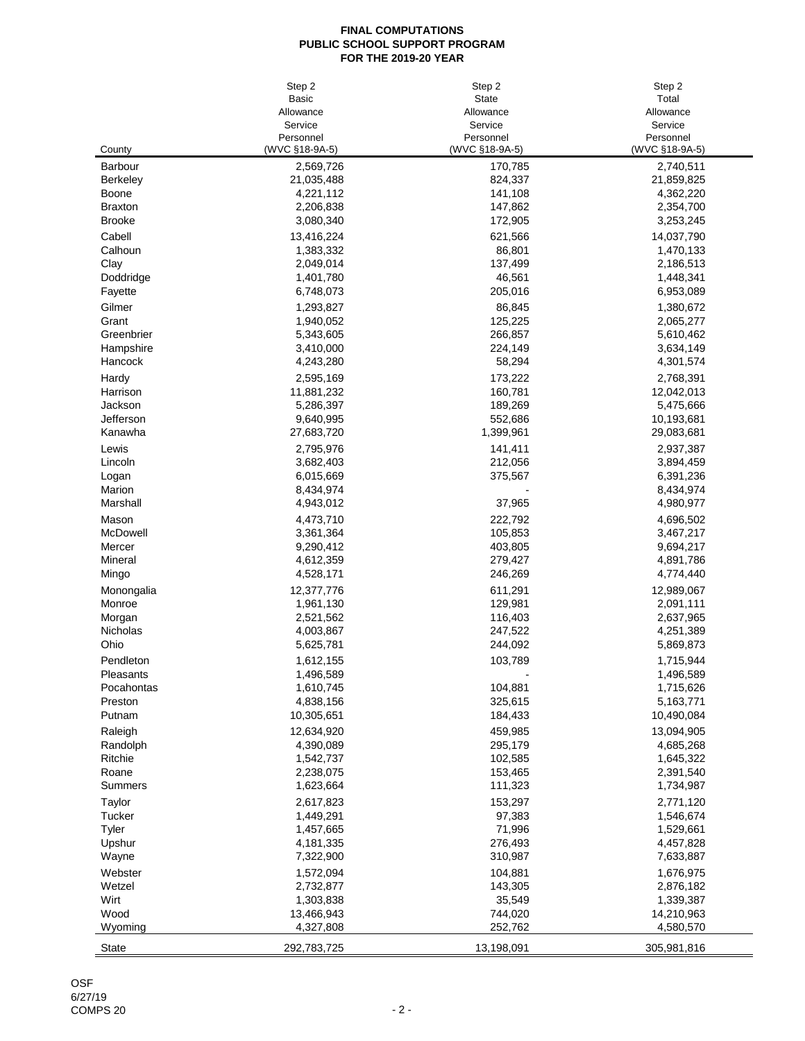**FINAL COMPUTATIONS**
**PUBLIC SCHOOL SUPPORT PROGRAM**
**FOR THE 2019-20 YEAR**

| County | Step 2 Basic Allowance Service Personnel (WVC §18-9A-5) | Step 2 State Allowance Service Personnel (WVC §18-9A-5) | Step 2 Total Allowance Service Personnel (WVC §18-9A-5) |
|---|---|---|---|
| Barbour | 2,569,726 | 170,785 | 2,740,511 |
| Berkeley | 21,035,488 | 824,337 | 21,859,825 |
| Boone | 4,221,112 | 141,108 | 4,362,220 |
| Braxton | 2,206,838 | 147,862 | 2,354,700 |
| Brooke | 3,080,340 | 172,905 | 3,253,245 |
| Cabell | 13,416,224 | 621,566 | 14,037,790 |
| Calhoun | 1,383,332 | 86,801 | 1,470,133 |
| Clay | 2,049,014 | 137,499 | 2,186,513 |
| Doddridge | 1,401,780 | 46,561 | 1,448,341 |
| Fayette | 6,748,073 | 205,016 | 6,953,089 |
| Gilmer | 1,293,827 | 86,845 | 1,380,672 |
| Grant | 1,940,052 | 125,225 | 2,065,277 |
| Greenbrier | 5,343,605 | 266,857 | 5,610,462 |
| Hampshire | 3,410,000 | 224,149 | 3,634,149 |
| Hancock | 4,243,280 | 58,294 | 4,301,574 |
| Hardy | 2,595,169 | 173,222 | 2,768,391 |
| Harrison | 11,881,232 | 160,781 | 12,042,013 |
| Jackson | 5,286,397 | 189,269 | 5,475,666 |
| Jefferson | 9,640,995 | 552,686 | 10,193,681 |
| Kanawha | 27,683,720 | 1,399,961 | 29,083,681 |
| Lewis | 2,795,976 | 141,411 | 2,937,387 |
| Lincoln | 3,682,403 | 212,056 | 3,894,459 |
| Logan | 6,015,669 | 375,567 | 6,391,236 |
| Marion | 8,434,974 | - | 8,434,974 |
| Marshall | 4,943,012 | 37,965 | 4,980,977 |
| Mason | 4,473,710 | 222,792 | 4,696,502 |
| McDowell | 3,361,364 | 105,853 | 3,467,217 |
| Mercer | 9,290,412 | 403,805 | 9,694,217 |
| Mineral | 4,612,359 | 279,427 | 4,891,786 |
| Mingo | 4,528,171 | 246,269 | 4,774,440 |
| Monongalia | 12,377,776 | 611,291 | 12,989,067 |
| Monroe | 1,961,130 | 129,981 | 2,091,111 |
| Morgan | 2,521,562 | 116,403 | 2,637,965 |
| Nicholas | 4,003,867 | 247,522 | 4,251,389 |
| Ohio | 5,625,781 | 244,092 | 5,869,873 |
| Pendleton | 1,612,155 | 103,789 | 1,715,944 |
| Pleasants | 1,496,589 | - | 1,496,589 |
| Pocahontas | 1,610,745 | 104,881 | 1,715,626 |
| Preston | 4,838,156 | 325,615 | 5,163,771 |
| Putnam | 10,305,651 | 184,433 | 10,490,084 |
| Raleigh | 12,634,920 | 459,985 | 13,094,905 |
| Randolph | 4,390,089 | 295,179 | 4,685,268 |
| Ritchie | 1,542,737 | 102,585 | 1,645,322 |
| Roane | 2,238,075 | 153,465 | 2,391,540 |
| Summers | 1,623,664 | 111,323 | 1,734,987 |
| Taylor | 2,617,823 | 153,297 | 2,771,120 |
| Tucker | 1,449,291 | 97,383 | 1,546,674 |
| Tyler | 1,457,665 | 71,996 | 1,529,661 |
| Upshur | 4,181,335 | 276,493 | 4,457,828 |
| Wayne | 7,322,900 | 310,987 | 7,633,887 |
| Webster | 1,572,094 | 104,881 | 1,676,975 |
| Wetzel | 2,732,877 | 143,305 | 2,876,182 |
| Wirt | 1,303,838 | 35,549 | 1,339,387 |
| Wood | 13,466,943 | 744,020 | 14,210,963 |
| Wyoming | 4,327,808 | 252,762 | 4,580,570 |
| State | 292,783,725 | 13,198,091 | 305,981,816 |

OSF
6/27/19
COMPS 20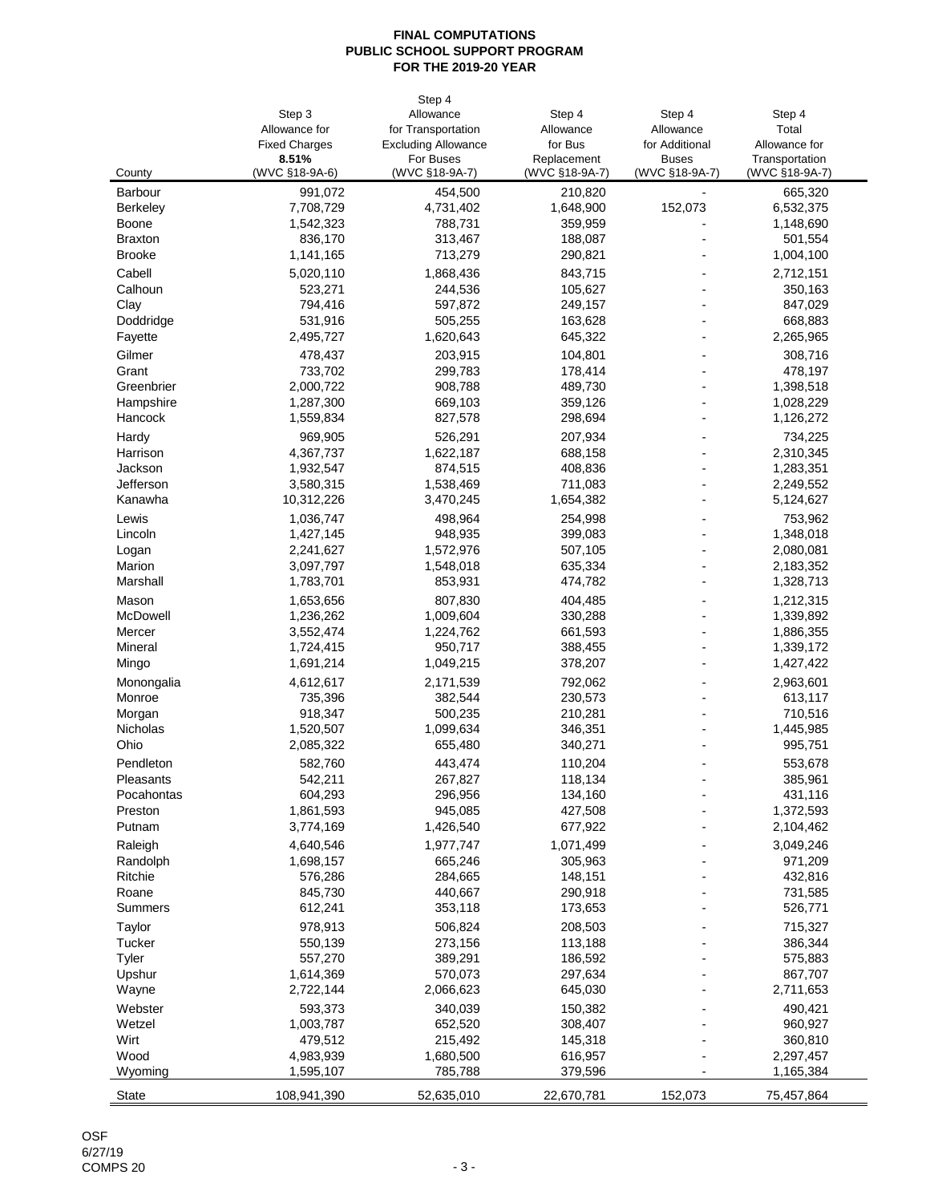**FINAL COMPUTATIONS**
**PUBLIC SCHOOL SUPPORT PROGRAM**
**FOR THE 2019-20 YEAR**

| County | Step 3 Allowance for Fixed Charges **8.51%** (WVC §18-9A-6) | Step 4 Allowance for Transportation Excluding Allowance For Buses (WVC §18-9A-7) | Step 4 Allowance for Bus Replacement (WVC §18-9A-7) | Step 4 Allowance for Additional Buses (WVC §18-9A-7) | Step 4 Total Allowance for Transportation (WVC §18-9A-7) |
|---|---|---|---|---|---|
| Barbour | 991,072 | 454,500 | 210,820 | - | 665,320 |
| Berkeley | 7,708,729 | 4,731,402 | 1,648,900 | 152,073 | 6,532,375 |
| Boone | 1,542,323 | 788,731 | 359,959 | - | 1,148,690 |
| Braxton | 836,170 | 313,467 | 188,087 | - | 501,554 |
| Brooke | 1,141,165 | 713,279 | 290,821 | - | 1,004,100 |
| Cabell | 5,020,110 | 1,868,436 | 843,715 | - | 2,712,151 |
| Calhoun | 523,271 | 244,536 | 105,627 | - | 350,163 |
| Clay | 794,416 | 597,872 | 249,157 | - | 847,029 |
| Doddridge | 531,916 | 505,255 | 163,628 | - | 668,883 |
| Fayette | 2,495,727 | 1,620,643 | 645,322 | - | 2,265,965 |
| Gilmer | 478,437 | 203,915 | 104,801 | - | 308,716 |
| Grant | 733,702 | 299,783 | 178,414 | - | 478,197 |
| Greenbrier | 2,000,722 | 908,788 | 489,730 | - | 1,398,518 |
| Hampshire | 1,287,300 | 669,103 | 359,126 | - | 1,028,229 |
| Hancock | 1,559,834 | 827,578 | 298,694 | - | 1,126,272 |
| Hardy | 969,905 | 526,291 | 207,934 | - | 734,225 |
| Harrison | 4,367,737 | 1,622,187 | 688,158 | - | 2,310,345 |
| Jackson | 1,932,547 | 874,515 | 408,836 | - | 1,283,351 |
| Jefferson | 3,580,315 | 1,538,469 | 711,083 | - | 2,249,552 |
| Kanawha | 10,312,226 | 3,470,245 | 1,654,382 | - | 5,124,627 |
| Lewis | 1,036,747 | 498,964 | 254,998 | - | 753,962 |
| Lincoln | 1,427,145 | 948,935 | 399,083 | - | 1,348,018 |
| Logan | 2,241,627 | 1,572,976 | 507,105 | - | 2,080,081 |
| Marion | 3,097,797 | 1,548,018 | 635,334 | - | 2,183,352 |
| Marshall | 1,783,701 | 853,931 | 474,782 | - | 1,328,713 |
| Mason | 1,653,656 | 807,830 | 404,485 | - | 1,212,315 |
| McDowell | 1,236,262 | 1,009,604 | 330,288 | - | 1,339,892 |
| Mercer | 3,552,474 | 1,224,762 | 661,593 | - | 1,886,355 |
| Mineral | 1,724,415 | 950,717 | 388,455 | - | 1,339,172 |
| Mingo | 1,691,214 | 1,049,215 | 378,207 | - | 1,427,422 |
| Monongalia | 4,612,617 | 2,171,539 | 792,062 | - | 2,963,601 |
| Monroe | 735,396 | 382,544 | 230,573 | - | 613,117 |
| Morgan | 918,347 | 500,235 | 210,281 | - | 710,516 |
| Nicholas | 1,520,507 | 1,099,634 | 346,351 | - | 1,445,985 |
| Ohio | 2,085,322 | 655,480 | 340,271 | - | 995,751 |
| Pendleton | 582,760 | 443,474 | 110,204 | - | 553,678 |
| Pleasants | 542,211 | 267,827 | 118,134 | - | 385,961 |
| Pocahontas | 604,293 | 296,956 | 134,160 | - | 431,116 |
| Preston | 1,861,593 | 945,085 | 427,508 | - | 1,372,593 |
| Putnam | 3,774,169 | 1,426,540 | 677,922 | - | 2,104,462 |
| Raleigh | 4,640,546 | 1,977,747 | 1,071,499 | - | 3,049,246 |
| Randolph | 1,698,157 | 665,246 | 305,963 | - | 971,209 |
| Ritchie | 576,286 | 284,665 | 148,151 | - | 432,816 |
| Roane | 845,730 | 440,667 | 290,918 | - | 731,585 |
| Summers | 612,241 | 353,118 | 173,653 | - | 526,771 |
| Taylor | 978,913 | 506,824 | 208,503 | - | 715,327 |
| Tucker | 550,139 | 273,156 | 113,188 | - | 386,344 |
| Tyler | 557,270 | 389,291 | 186,592 | - | 575,883 |
| Upshur | 1,614,369 | 570,073 | 297,634 | - | 867,707 |
| Wayne | 2,722,144 | 2,066,623 | 645,030 | - | 2,711,653 |
| Webster | 593,373 | 340,039 | 150,382 | - | 490,421 |
| Wetzel | 1,003,787 | 652,520 | 308,407 | - | 960,927 |
| Wirt | 479,512 | 215,492 | 145,318 | - | 360,810 |
| Wood | 4,983,939 | 1,680,500 | 616,957 | - | 2,297,457 |
| Wyoming | 1,595,107 | 785,788 | 379,596 | - | 1,165,384 |
| State | 108,941,390 | 52,635,010 | 22,670,781 | 152,073 | 75,457,864 |

OSF
6/27/19
COMPS 20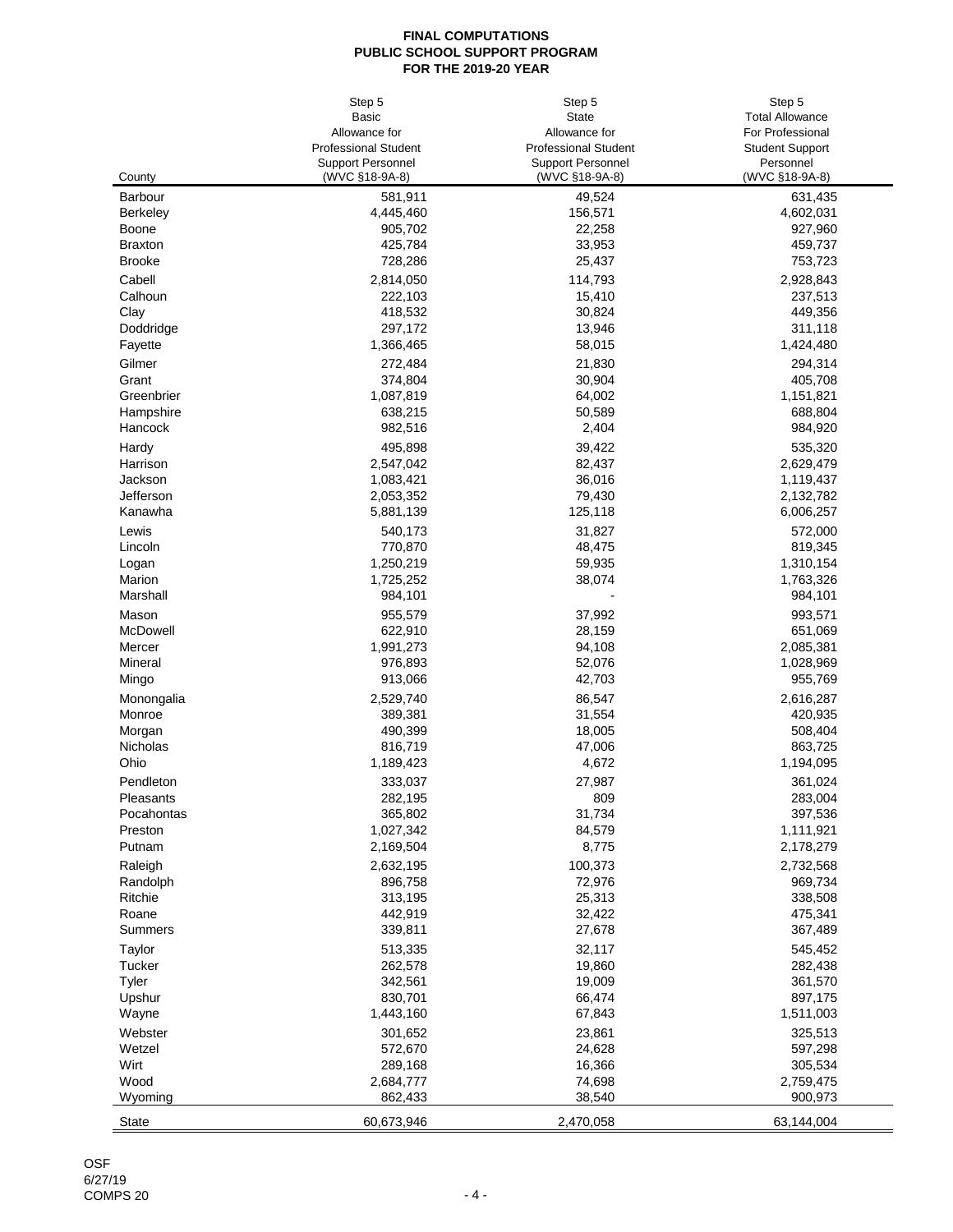**FINAL COMPUTATIONS**
**PUBLIC SCHOOL SUPPORT PROGRAM**
**FOR THE 2019-20 YEAR**

| County | Step 5 Basic Allowance for Professional Student Support Personnel (WVC §18-9A-8) | Step 5 State Allowance for Professional Student Support Personnel (WVC §18-9A-8) | Step 5 Total Allowance For Professional Student Support Personnel (WVC §18-9A-8) |
|---|---|---|---|
| Barbour | 581,911 | 49,524 | 631,435 |
| Berkeley | 4,445,460 | 156,571 | 4,602,031 |
| Boone | 905,702 | 22,258 | 927,960 |
| Braxton | 425,784 | 33,953 | 459,737 |
| Brooke | 728,286 | 25,437 | 753,723 |
| Cabell | 2,814,050 | 114,793 | 2,928,843 |
| Calhoun | 222,103 | 15,410 | 237,513 |
| Clay | 418,532 | 30,824 | 449,356 |
| Doddridge | 297,172 | 13,946 | 311,118 |
| Fayette | 1,366,465 | 58,015 | 1,424,480 |
| Gilmer | 272,484 | 21,830 | 294,314 |
| Grant | 374,804 | 30,904 | 405,708 |
| Greenbrier | 1,087,819 | 64,002 | 1,151,821 |
| Hampshire | 638,215 | 50,589 | 688,804 |
| Hancock | 982,516 | 2,404 | 984,920 |
| Hardy | 495,898 | 39,422 | 535,320 |
| Harrison | 2,547,042 | 82,437 | 2,629,479 |
| Jackson | 1,083,421 | 36,016 | 1,119,437 |
| Jefferson | 2,053,352 | 79,430 | 2,132,782 |
| Kanawha | 5,881,139 | 125,118 | 6,006,257 |
| Lewis | 540,173 | 31,827 | 572,000 |
| Lincoln | 770,870 | 48,475 | 819,345 |
| Logan | 1,250,219 | 59,935 | 1,310,154 |
| Marion | 1,725,252 | 38,074 | 1,763,326 |
| Marshall | 984,101 | - | 984,101 |
| Mason | 955,579 | 37,992 | 993,571 |
| McDowell | 622,910 | 28,159 | 651,069 |
| Mercer | 1,991,273 | 94,108 | 2,085,381 |
| Mineral | 976,893 | 52,076 | 1,028,969 |
| Mingo | 913,066 | 42,703 | 955,769 |
| Monongalia | 2,529,740 | 86,547 | 2,616,287 |
| Monroe | 389,381 | 31,554 | 420,935 |
| Morgan | 490,399 | 18,005 | 508,404 |
| Nicholas | 816,719 | 47,006 | 863,725 |
| Ohio | 1,189,423 | 4,672 | 1,194,095 |
| Pendleton | 333,037 | 27,987 | 361,024 |
| Pleasants | 282,195 | 809 | 283,004 |
| Pocahontas | 365,802 | 31,734 | 397,536 |
| Preston | 1,027,342 | 84,579 | 1,111,921 |
| Putnam | 2,169,504 | 8,775 | 2,178,279 |
| Raleigh | 2,632,195 | 100,373 | 2,732,568 |
| Randolph | 896,758 | 72,976 | 969,734 |
| Ritchie | 313,195 | 25,313 | 338,508 |
| Roane | 442,919 | 32,422 | 475,341 |
| Summers | 339,811 | 27,678 | 367,489 |
| Taylor | 513,335 | 32,117 | 545,452 |
| Tucker | 262,578 | 19,860 | 282,438 |
| Tyler | 342,561 | 19,009 | 361,570 |
| Upshur | 830,701 | 66,474 | 897,175 |
| Wayne | 1,443,160 | 67,843 | 1,511,003 |
| Webster | 301,652 | 23,861 | 325,513 |
| Wetzel | 572,670 | 24,628 | 597,298 |
| Wirt | 289,168 | 16,366 | 305,534 |
| Wood | 2,684,777 | 74,698 | 2,759,475 |
| Wyoming | 862,433 | 38,540 | 900,973 |
| State | 60,673,946 | 2,470,058 | 63,144,004 |

OSF
6/27/19
COMPS 20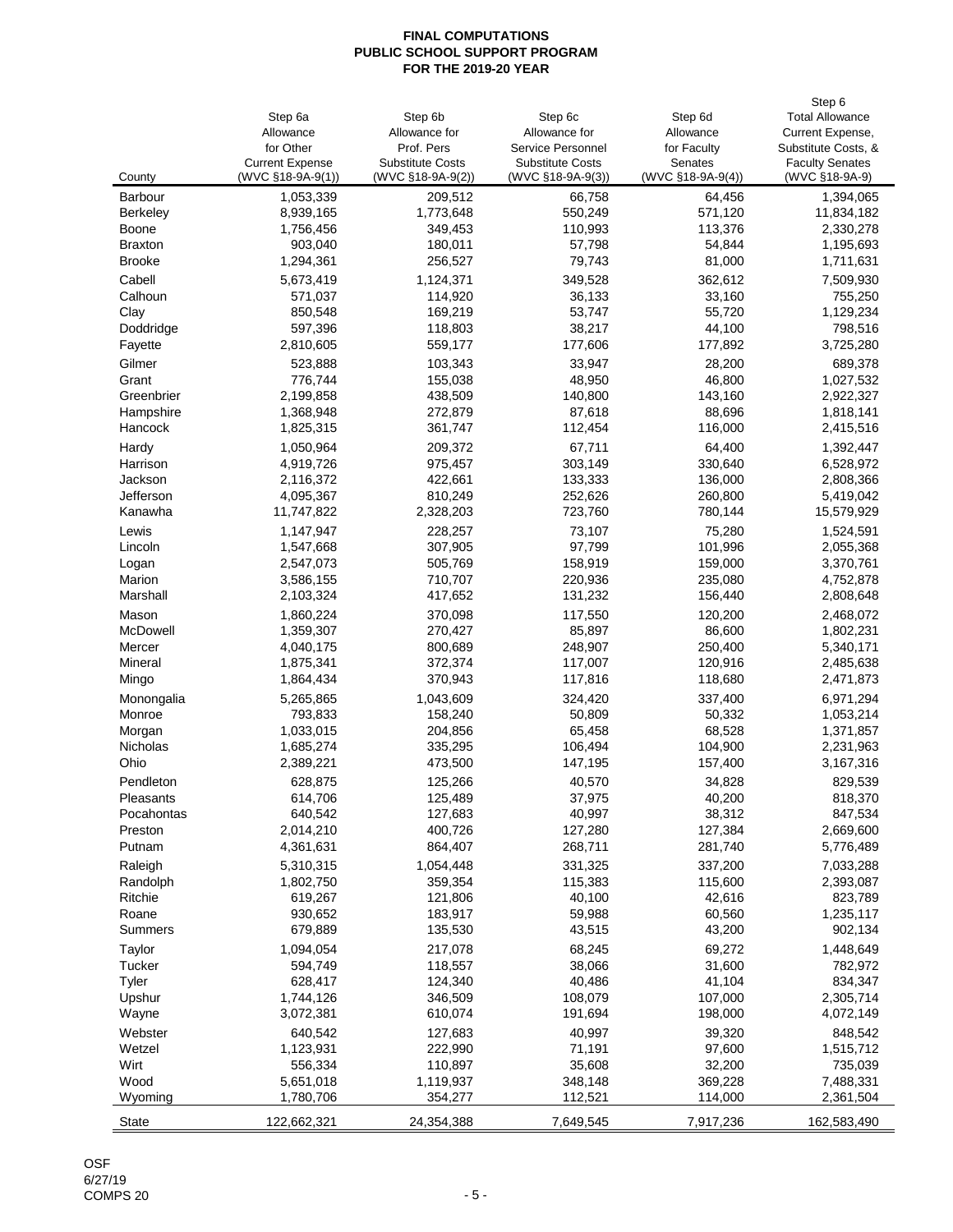**FINAL COMPUTATIONS**
**PUBLIC SCHOOL SUPPORT PROGRAM**
**FOR THE 2019-20 YEAR**

| County | Step 6a Allowance for Other Current Expense (WVC §18-9A-9(1)) | Step 6b Allowance for Prof. Pers Substitute Costs (WVC §18-9A-9(2)) | Step 6c Allowance for Service Personnel Substitute Costs (WVC §18-9A-9(3)) | Step 6d Allowance for Faculty Senates (WVC §18-9A-9(4)) | Step 6 Total Allowance Current Expense, Substitute Costs, & Faculty Senates (WVC §18-9A-9) |
|---|---|---|---|---|---|
| Barbour | 1,053,339 | 209,512 | 66,758 | 64,456 | 1,394,065 |
| Berkeley | 8,939,165 | 1,773,648 | 550,249 | 571,120 | 11,834,182 |
| Boone | 1,756,456 | 349,453 | 110,993 | 113,376 | 2,330,278 |
| Braxton | 903,040 | 180,011 | 57,798 | 54,844 | 1,195,693 |
| Brooke | 1,294,361 | 256,527 | 79,743 | 81,000 | 1,711,631 |
| Cabell | 5,673,419 | 1,124,371 | 349,528 | 362,612 | 7,509,930 |
| Calhoun | 571,037 | 114,920 | 36,133 | 33,160 | 755,250 |
| Clay | 850,548 | 169,219 | 53,747 | 55,720 | 1,129,234 |
| Doddridge | 597,396 | 118,803 | 38,217 | 44,100 | 798,516 |
| Fayette | 2,810,605 | 559,177 | 177,606 | 177,892 | 3,725,280 |
| Gilmer | 523,888 | 103,343 | 33,947 | 28,200 | 689,378 |
| Grant | 776,744 | 155,038 | 48,950 | 46,800 | 1,027,532 |
| Greenbrier | 2,199,858 | 438,509 | 140,800 | 143,160 | 2,922,327 |
| Hampshire | 1,368,948 | 272,879 | 87,618 | 88,696 | 1,818,141 |
| Hancock | 1,825,315 | 361,747 | 112,454 | 116,000 | 2,415,516 |
| Hardy | 1,050,964 | 209,372 | 67,711 | 64,400 | 1,392,447 |
| Harrison | 4,919,726 | 975,457 | 303,149 | 330,640 | 6,528,972 |
| Jackson | 2,116,372 | 422,661 | 133,333 | 136,000 | 2,808,366 |
| Jefferson | 4,095,367 | 810,249 | 252,626 | 260,800 | 5,419,042 |
| Kanawha | 11,747,822 | 2,328,203 | 723,760 | 780,144 | 15,579,929 |
| Lewis | 1,147,947 | 228,257 | 73,107 | 75,280 | 1,524,591 |
| Lincoln | 1,547,668 | 307,905 | 97,799 | 101,996 | 2,055,368 |
| Logan | 2,547,073 | 505,769 | 158,919 | 159,000 | 3,370,761 |
| Marion | 3,586,155 | 710,707 | 220,936 | 235,080 | 4,752,878 |
| Marshall | 2,103,324 | 417,652 | 131,232 | 156,440 | 2,808,648 |
| Mason | 1,860,224 | 370,098 | 117,550 | 120,200 | 2,468,072 |
| McDowell | 1,359,307 | 270,427 | 85,897 | 86,600 | 1,802,231 |
| Mercer | 4,040,175 | 800,689 | 248,907 | 250,400 | 5,340,171 |
| Mineral | 1,875,341 | 372,374 | 117,007 | 120,916 | 2,485,638 |
| Mingo | 1,864,434 | 370,943 | 117,816 | 118,680 | 2,471,873 |
| Monongalia | 5,265,865 | 1,043,609 | 324,420 | 337,400 | 6,971,294 |
| Monroe | 793,833 | 158,240 | 50,809 | 50,332 | 1,053,214 |
| Morgan | 1,033,015 | 204,856 | 65,458 | 68,528 | 1,371,857 |
| Nicholas | 1,685,274 | 335,295 | 106,494 | 104,900 | 2,231,963 |
| Ohio | 2,389,221 | 473,500 | 147,195 | 157,400 | 3,167,316 |
| Pendleton | 628,875 | 125,266 | 40,570 | 34,828 | 829,539 |
| Pleasants | 614,706 | 125,489 | 37,975 | 40,200 | 818,370 |
| Pocahontas | 640,542 | 127,683 | 40,997 | 38,312 | 847,534 |
| Preston | 2,014,210 | 400,726 | 127,280 | 127,384 | 2,669,600 |
| Putnam | 4,361,631 | 864,407 | 268,711 | 281,740 | 5,776,489 |
| Raleigh | 5,310,315 | 1,054,448 | 331,325 | 337,200 | 7,033,288 |
| Randolph | 1,802,750 | 359,354 | 115,383 | 115,600 | 2,393,087 |
| Ritchie | 619,267 | 121,806 | 40,100 | 42,616 | 823,789 |
| Roane | 930,652 | 183,917 | 59,988 | 60,560 | 1,235,117 |
| Summers | 679,889 | 135,530 | 43,515 | 43,200 | 902,134 |
| Taylor | 1,094,054 | 217,078 | 68,245 | 69,272 | 1,448,649 |
| Tucker | 594,749 | 118,557 | 38,066 | 31,600 | 782,972 |
| Tyler | 628,417 | 124,340 | 40,486 | 41,104 | 834,347 |
| Upshur | 1,744,126 | 346,509 | 108,079 | 107,000 | 2,305,714 |
| Wayne | 3,072,381 | 610,074 | 191,694 | 198,000 | 4,072,149 |
| Webster | 640,542 | 127,683 | 40,997 | 39,320 | 848,542 |
| Wetzel | 1,123,931 | 222,990 | 71,191 | 97,600 | 1,515,712 |
| Wirt | 556,334 | 110,897 | 35,608 | 32,200 | 735,039 |
| Wood | 5,651,018 | 1,119,937 | 348,148 | 369,228 | 7,488,331 |
| Wyoming | 1,780,706 | 354,277 | 112,521 | 114,000 | 2,361,504 |
| State | 122,662,321 | 24,354,388 | 7,649,545 | 7,917,236 | 162,583,490 |

OSF
6/27/19
COMPS 20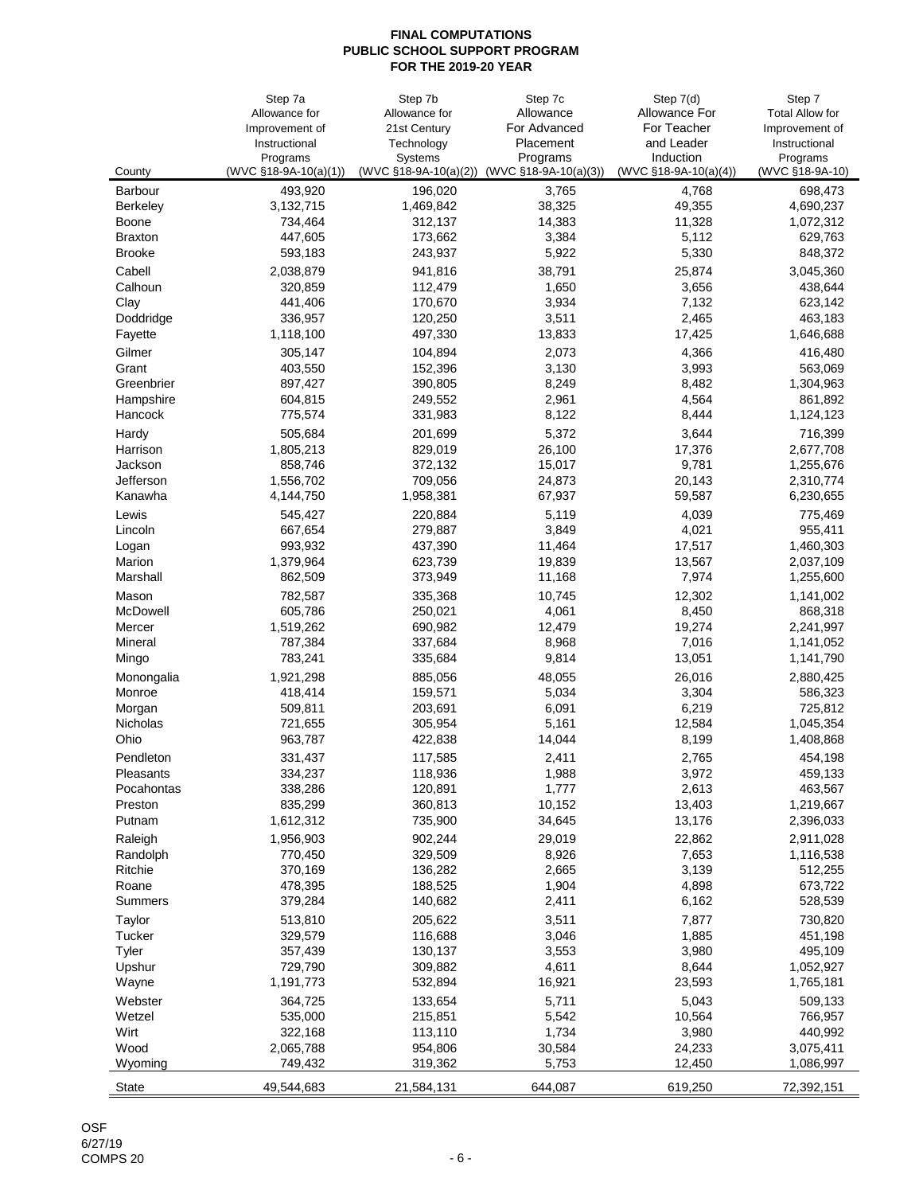**FINAL COMPUTATIONS**
**PUBLIC SCHOOL SUPPORT PROGRAM**
**FOR THE 2019-20 YEAR**

| County | Step 7a Allowance for Improvement of Instructional Programs (WVC §18-9A-10(a)(1)) | Step 7b Allowance for 21st Century Technology Systems (WVC §18-9A-10(a)(2)) | Step 7c Allowance For Advanced Placement Programs (WVC §18-9A-10(a)(3)) | Step 7(d) Allowance For Teacher and Leader Induction (WVC §18-9A-10(a)(4)) | Step 7 Total Allow for Improvement of Instructional Programs (WVC §18-9A-10) |
|---|---|---|---|---|---|
| Barbour | 493,920 | 196,020 | 3,765 | 4,768 | 698,473 |
| Berkeley | 3,132,715 | 1,469,842 | 38,325 | 49,355 | 4,690,237 |
| Boone | 734,464 | 312,137 | 14,383 | 11,328 | 1,072,312 |
| Braxton | 447,605 | 173,662 | 3,384 | 5,112 | 629,763 |
| Brooke | 593,183 | 243,937 | 5,922 | 5,330 | 848,372 |
| Cabell | 2,038,879 | 941,816 | 38,791 | 25,874 | 3,045,360 |
| Calhoun | 320,859 | 112,479 | 1,650 | 3,656 | 438,644 |
| Clay | 441,406 | 170,670 | 3,934 | 7,132 | 623,142 |
| Doddridge | 336,957 | 120,250 | 3,511 | 2,465 | 463,183 |
| Fayette | 1,118,100 | 497,330 | 13,833 | 17,425 | 1,646,688 |
| Gilmer | 305,147 | 104,894 | 2,073 | 4,366 | 416,480 |
| Grant | 403,550 | 152,396 | 3,130 | 3,993 | 563,069 |
| Greenbrier | 897,427 | 390,805 | 8,249 | 8,482 | 1,304,963 |
| Hampshire | 604,815 | 249,552 | 2,961 | 4,564 | 861,892 |
| Hancock | 775,574 | 331,983 | 8,122 | 8,444 | 1,124,123 |
| Hardy | 505,684 | 201,699 | 5,372 | 3,644 | 716,399 |
| Harrison | 1,805,213 | 829,019 | 26,100 | 17,376 | 2,677,708 |
| Jackson | 858,746 | 372,132 | 15,017 | 9,781 | 1,255,676 |
| Jefferson | 1,556,702 | 709,056 | 24,873 | 20,143 | 2,310,774 |
| Kanawha | 4,144,750 | 1,958,381 | 67,937 | 59,587 | 6,230,655 |
| Lewis | 545,427 | 220,884 | 5,119 | 4,039 | 775,469 |
| Lincoln | 667,654 | 279,887 | 3,849 | 4,021 | 955,411 |
| Logan | 993,932 | 437,390 | 11,464 | 17,517 | 1,460,303 |
| Marion | 1,379,964 | 623,739 | 19,839 | 13,567 | 2,037,109 |
| Marshall | 862,509 | 373,949 | 11,168 | 7,974 | 1,255,600 |
| Mason | 782,587 | 335,368 | 10,745 | 12,302 | 1,141,002 |
| McDowell | 605,786 | 250,021 | 4,061 | 8,450 | 868,318 |
| Mercer | 1,519,262 | 690,982 | 12,479 | 19,274 | 2,241,997 |
| Mineral | 787,384 | 337,684 | 8,968 | 7,016 | 1,141,052 |
| Mingo | 783,241 | 335,684 | 9,814 | 13,051 | 1,141,790 |
| Monongalia | 1,921,298 | 885,056 | 48,055 | 26,016 | 2,880,425 |
| Monroe | 418,414 | 159,571 | 5,034 | 3,304 | 586,323 |
| Morgan | 509,811 | 203,691 | 6,091 | 6,219 | 725,812 |
| Nicholas | 721,655 | 305,954 | 5,161 | 12,584 | 1,045,354 |
| Ohio | 963,787 | 422,838 | 14,044 | 8,199 | 1,408,868 |
| Pendleton | 331,437 | 117,585 | 2,411 | 2,765 | 454,198 |
| Pleasants | 334,237 | 118,936 | 1,988 | 3,972 | 459,133 |
| Pocahontas | 338,286 | 120,891 | 1,777 | 2,613 | 463,567 |
| Preston | 835,299 | 360,813 | 10,152 | 13,403 | 1,219,667 |
| Putnam | 1,612,312 | 735,900 | 34,645 | 13,176 | 2,396,033 |
| Raleigh | 1,956,903 | 902,244 | 29,019 | 22,862 | 2,911,028 |
| Randolph | 770,450 | 329,509 | 8,926 | 7,653 | 1,116,538 |
| Ritchie | 370,169 | 136,282 | 2,665 | 3,139 | 512,255 |
| Roane | 478,395 | 188,525 | 1,904 | 4,898 | 673,722 |
| Summers | 379,284 | 140,682 | 2,411 | 6,162 | 528,539 |
| Taylor | 513,810 | 205,622 | 3,511 | 7,877 | 730,820 |
| Tucker | 329,579 | 116,688 | 3,046 | 1,885 | 451,198 |
| Tyler | 357,439 | 130,137 | 3,553 | 3,980 | 495,109 |
| Upshur | 729,790 | 309,882 | 4,611 | 8,644 | 1,052,927 |
| Wayne | 1,191,773 | 532,894 | 16,921 | 23,593 | 1,765,181 |
| Webster | 364,725 | 133,654 | 5,711 | 5,043 | 509,133 |
| Wetzel | 535,000 | 215,851 | 5,542 | 10,564 | 766,957 |
| Wirt | 322,168 | 113,110 | 1,734 | 3,980 | 440,992 |
| Wood | 2,065,788 | 954,806 | 30,584 | 24,233 | 3,075,411 |
| Wyoming | 749,432 | 319,362 | 5,753 | 12,450 | 1,086,997 |
| State | 49,544,683 | 21,584,131 | 644,087 | 619,250 | 72,392,151 |

OSF
6/27/19
COMPS 20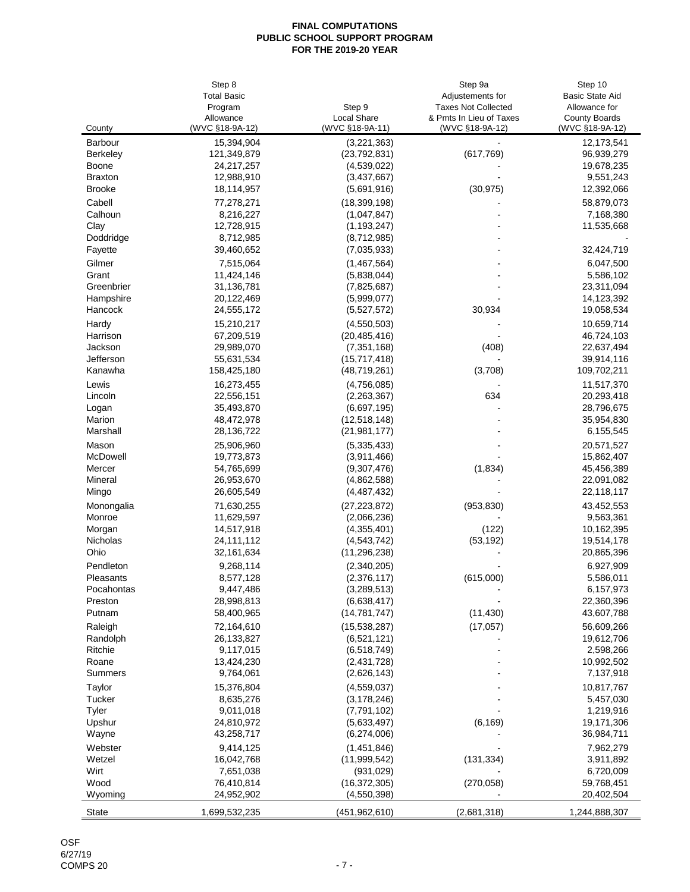**FINAL COMPUTATIONS**
**PUBLIC SCHOOL SUPPORT PROGRAM**
**FOR THE 2019-20 YEAR**

| County | Step 8 Total Basic Program Allowance (WVC §18-9A-12) | Step 9 Local Share (WVC §18-9A-11) | Step 9a Adjustements for Taxes Not Collected & Pmts In Lieu of Taxes (WVC §18-9A-12) | Step 10 Basic State Aid Allowance for County Boards (WVC §18-9A-12) |
|---|---|---|---|---|
| Barbour | 15,394,904 | (3,221,363) | - | 12,173,541 |
| Berkeley | 121,349,879 | (23,792,831) | (617,769) | 96,939,279 |
| Boone | 24,217,257 | (4,539,022) | - | 19,678,235 |
| Braxton | 12,988,910 | (3,437,667) | - | 9,551,243 |
| Brooke | 18,114,957 | (5,691,916) | (30,975) | 12,392,066 |
| Cabell | 77,278,271 | (18,399,198) | - | 58,879,073 |
| Calhoun | 8,216,227 | (1,047,847) | - | 7,168,380 |
| Clay | 12,728,915 | (1,193,247) | - | 11,535,668 |
| Doddridge | 8,712,985 | (8,712,985) | - | - |
| Fayette | 39,460,652 | (7,035,933) | - | 32,424,719 |
| Gilmer | 7,515,064 | (1,467,564) | - | 6,047,500 |
| Grant | 11,424,146 | (5,838,044) | - | 5,586,102 |
| Greenbrier | 31,136,781 | (7,825,687) | - | 23,311,094 |
| Hampshire | 20,122,469 | (5,999,077) | - | 14,123,392 |
| Hancock | 24,555,172 | (5,527,572) | 30,934 | 19,058,534 |
| Hardy | 15,210,217 | (4,550,503) | - | 10,659,714 |
| Harrison | 67,209,519 | (20,485,416) | - | 46,724,103 |
| Jackson | 29,989,070 | (7,351,168) | (408) | 22,637,494 |
| Jefferson | 55,631,534 | (15,717,418) | - | 39,914,116 |
| Kanawha | 158,425,180 | (48,719,261) | (3,708) | 109,702,211 |
| Lewis | 16,273,455 | (4,756,085) | - | 11,517,370 |
| Lincoln | 22,556,151 | (2,263,367) | 634 | 20,293,418 |
| Logan | 35,493,870 | (6,697,195) | - | 28,796,675 |
| Marion | 48,472,978 | (12,518,148) | - | 35,954,830 |
| Marshall | 28,136,722 | (21,981,177) | - | 6,155,545 |
| Mason | 25,906,960 | (5,335,433) | - | 20,571,527 |
| McDowell | 19,773,873 | (3,911,466) | - | 15,862,407 |
| Mercer | 54,765,699 | (9,307,476) | (1,834) | 45,456,389 |
| Mineral | 26,953,670 | (4,862,588) | - | 22,091,082 |
| Mingo | 26,605,549 | (4,487,432) | - | 22,118,117 |
| Monongalia | 71,630,255 | (27,223,872) | (953,830) | 43,452,553 |
| Monroe | 11,629,597 | (2,066,236) | - | 9,563,361 |
| Morgan | 14,517,918 | (4,355,401) | (122) | 10,162,395 |
| Nicholas | 24,111,112 | (4,543,742) | (53,192) | 19,514,178 |
| Ohio | 32,161,634 | (11,296,238) | - | 20,865,396 |
| Pendleton | 9,268,114 | (2,340,205) | - | 6,927,909 |
| Pleasants | 8,577,128 | (2,376,117) | (615,000) | 5,586,011 |
| Pocahontas | 9,447,486 | (3,289,513) | - | 6,157,973 |
| Preston | 28,998,813 | (6,638,417) | - | 22,360,396 |
| Putnam | 58,400,965 | (14,781,747) | (11,430) | 43,607,788 |
| Raleigh | 72,164,610 | (15,538,287) | (17,057) | 56,609,266 |
| Randolph | 26,133,827 | (6,521,121) | - | 19,612,706 |
| Ritchie | 9,117,015 | (6,518,749) | - | 2,598,266 |
| Roane | 13,424,230 | (2,431,728) | - | 10,992,502 |
| Summers | 9,764,061 | (2,626,143) | - | 7,137,918 |
| Taylor | 15,376,804 | (4,559,037) | - | 10,817,767 |
| Tucker | 8,635,276 | (3,178,246) | - | 5,457,030 |
| Tyler | 9,011,018 | (7,791,102) | - | 1,219,916 |
| Upshur | 24,810,972 | (5,633,497) | (6,169) | 19,171,306 |
| Wayne | 43,258,717 | (6,274,006) | - | 36,984,711 |
| Webster | 9,414,125 | (1,451,846) | - | 7,962,279 |
| Wetzel | 16,042,768 | (11,999,542) | (131,334) | 3,911,892 |
| Wirt | 7,651,038 | (931,029) | - | 6,720,009 |
| Wood | 76,410,814 | (16,372,305) | (270,058) | 59,768,451 |
| Wyoming | 24,952,902 | (4,550,398) | - | 20,402,504 |
| State | 1,699,532,235 | (451,962,610) | (2,681,318) | 1,244,888,307 |

OSF
6/27/19
COMPS 20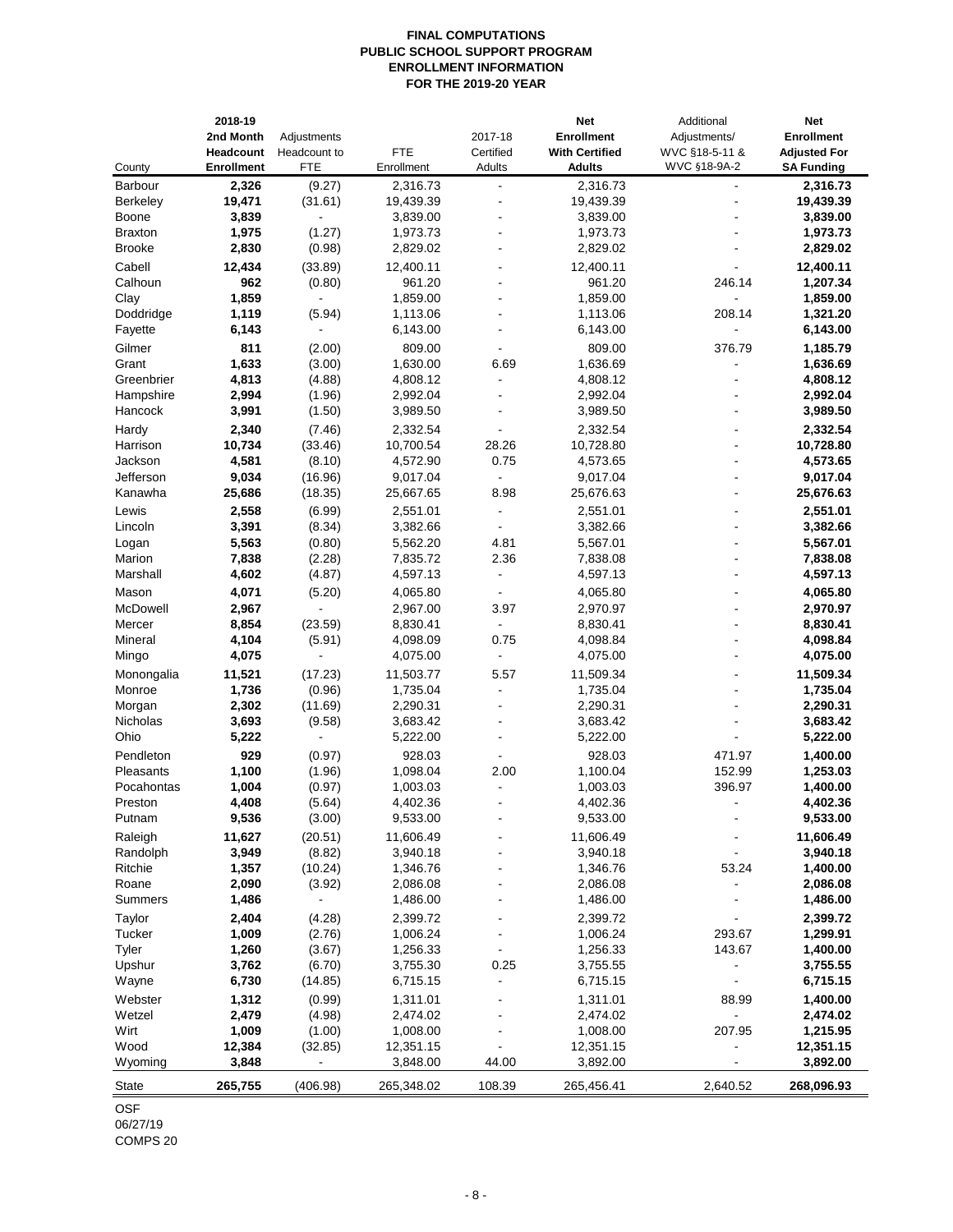# FINAL COMPUTATIONS
# PUBLIC SCHOOL SUPPORT PROGRAM
# ENROLLMENT INFORMATION
# FOR THE 2019-20 YEAR

| County | 2018-19 2nd Month Headcount Enrollment | Adjustments Headcount to FTE | FTE Enrollment | 2017-18 Certified Adults | Net Enrollment With Certified Adults | Additional Adjustments/ WVC §18-5-11 & WVC §18-9A-2 | Net Enrollment Adjusted For SA Funding |
|---|---|---|---|---|---|---|---|
| Barbour | **2,326** | (9.27) | 2,316.73 | - | 2,316.73 | - | **2,316.73** |
| Berkeley | **19,471** | (31.61) | 19,439.39 | - | 19,439.39 | - | **19,439.39** |
| Boone | **3,839** | - | 3,839.00 | - | 3,839.00 | - | **3,839.00** |
| Braxton | **1,975** | (1.27) | 1,973.73 | - | 1,973.73 | - | **1,973.73** |
| Brooke | **2,830** | (0.98) | 2,829.02 | - | 2,829.02 | - | **2,829.02** |
| Cabell | **12,434** | (33.89) | 12,400.11 | - | 12,400.11 | - | **12,400.11** |
| Calhoun | **962** | (0.80) | 961.20 | - | 961.20 | 246.14 | **1,207.34** |
| Clay | **1,859** | - | 1,859.00 | - | 1,859.00 | - | **1,859.00** |
| Doddridge | **1,119** | (5.94) | 1,113.06 | - | 1,113.06 | 208.14 | **1,321.20** |
| Fayette | **6,143** | - | 6,143.00 | - | 6,143.00 | - | **6,143.00** |
| Gilmer | **811** | (2.00) | 809.00 | - | 809.00 | 376.79 | **1,185.79** |
| Grant | **1,633** | (3.00) | 1,630.00 | 6.69 | 1,636.69 | - | **1,636.69** |
| Greenbrier | **4,813** | (4.88) | 4,808.12 | - | 4,808.12 | - | **4,808.12** |
| Hampshire | **2,994** | (1.96) | 2,992.04 | - | 2,992.04 | - | **2,992.04** |
| Hancock | **3,991** | (1.50) | 3,989.50 | - | 3,989.50 | - | **3,989.50** |
| Hardy | **2,340** | (7.46) | 2,332.54 | - | 2,332.54 | - | **2,332.54** |
| Harrison | **10,734** | (33.46) | 10,700.54 | 28.26 | 10,728.80 | - | **10,728.80** |
| Jackson | **4,581** | (8.10) | 4,572.90 | 0.75 | 4,573.65 | - | **4,573.65** |
| Jefferson | **9,034** | (16.96) | 9,017.04 | - | 9,017.04 | - | **9,017.04** |
| Kanawha | **25,686** | (18.35) | 25,667.65 | 8.98 | 25,676.63 | - | **25,676.63** |
| Lewis | **2,558** | (6.99) | 2,551.01 | - | 2,551.01 | - | **2,551.01** |
| Lincoln | **3,391** | (8.34) | 3,382.66 | - | 3,382.66 | - | **3,382.66** |
| Logan | **5,563** | (0.80) | 5,562.20 | 4.81 | 5,567.01 | - | **5,567.01** |
| Marion | **7,838** | (2.28) | 7,835.72 | 2.36 | 7,838.08 | - | **7,838.08** |
| Marshall | **4,602** | (4.87) | 4,597.13 | - | 4,597.13 | - | **4,597.13** |
| Mason | **4,071** | (5.20) | 4,065.80 | - | 4,065.80 | - | **4,065.80** |
| McDowell | **2,967** | - | 2,967.00 | 3.97 | 2,970.97 | - | **2,970.97** |
| Mercer | **8,854** | (23.59) | 8,830.41 | - | 8,830.41 | - | **8,830.41** |
| Mineral | **4,104** | (5.91) | 4,098.09 | 0.75 | 4,098.84 | - | **4,098.84** |
| Mingo | **4,075** | - | 4,075.00 | - | 4,075.00 | - | **4,075.00** |
| Monongalia | **11,521** | (17.23) | 11,503.77 | 5.57 | 11,509.34 | - | **11,509.34** |
| Monroe | **1,736** | (0.96) | 1,735.04 | - | 1,735.04 | - | **1,735.04** |
| Morgan | **2,302** | (11.69) | 2,290.31 | - | 2,290.31 | - | **2,290.31** |
| Nicholas | **3,693** | (9.58) | 3,683.42 | - | 3,683.42 | - | **3,683.42** |
| Ohio | **5,222** | - | 5,222.00 | - | 5,222.00 | - | **5,222.00** |
| Pendleton | **929** | (0.97) | 928.03 | - | 928.03 | 471.97 | **1,400.00** |
| Pleasants | **1,100** | (1.96) | 1,098.04 | 2.00 | 1,100.04 | 152.99 | **1,253.03** |
| Pocahontas | **1,004** | (0.97) | 1,003.03 | - | 1,003.03 | 396.97 | **1,400.00** |
| Preston | **4,408** | (5.64) | 4,402.36 | - | 4,402.36 | - | **4,402.36** |
| Putnam | **9,536** | (3.00) | 9,533.00 | - | 9,533.00 | - | **9,533.00** |
| Raleigh | **11,627** | (20.51) | 11,606.49 | - | 11,606.49 | - | **11,606.49** |
| Randolph | **3,949** | (8.82) | 3,940.18 | - | 3,940.18 | - | **3,940.18** |
| Ritchie | **1,357** | (10.24) | 1,346.76 | - | 1,346.76 | 53.24 | **1,400.00** |
| Roane | **2,090** | (3.92) | 2,086.08 | - | 2,086.08 | - | **2,086.08** |
| Summers | **1,486** | - | 1,486.00 | - | 1,486.00 | - | **1,486.00** |
| Taylor | **2,404** | (4.28) | 2,399.72 | - | 2,399.72 | - | **2,399.72** |
| Tucker | **1,009** | (2.76) | 1,006.24 | - | 1,006.24 | 293.67 | **1,299.91** |
| Tyler | **1,260** | (3.67) | 1,256.33 | - | 1,256.33 | 143.67 | **1,400.00** |
| Upshur | **3,762** | (6.70) | 3,755.30 | 0.25 | 3,755.55 | - | **3,755.55** |
| Wayne | **6,730** | (14.85) | 6,715.15 | - | 6,715.15 | - | **6,715.15** |
| Webster | **1,312** | (0.99) | 1,311.01 | - | 1,311.01 | 88.99 | **1,400.00** |
| Wetzel | **2,479** | (4.98) | 2,474.02 | - | 2,474.02 | - | **2,474.02** |
| Wirt | **1,009** | (1.00) | 1,008.00 | - | 1,008.00 | 207.95 | **1,215.95** |
| Wood | **12,384** | (32.85) | 12,351.15 | - | 12,351.15 | - | **12,351.15** |
| Wyoming | **3,848** | - | 3,848.00 | 44.00 | 3,892.00 | - | **3,892.00** |
| State | **265,755** | (406.98) | 265,348.02 | 108.39 | 265,456.41 | 2,640.52 | **268,096.93** |

OSF
06/27/19
COMPS 20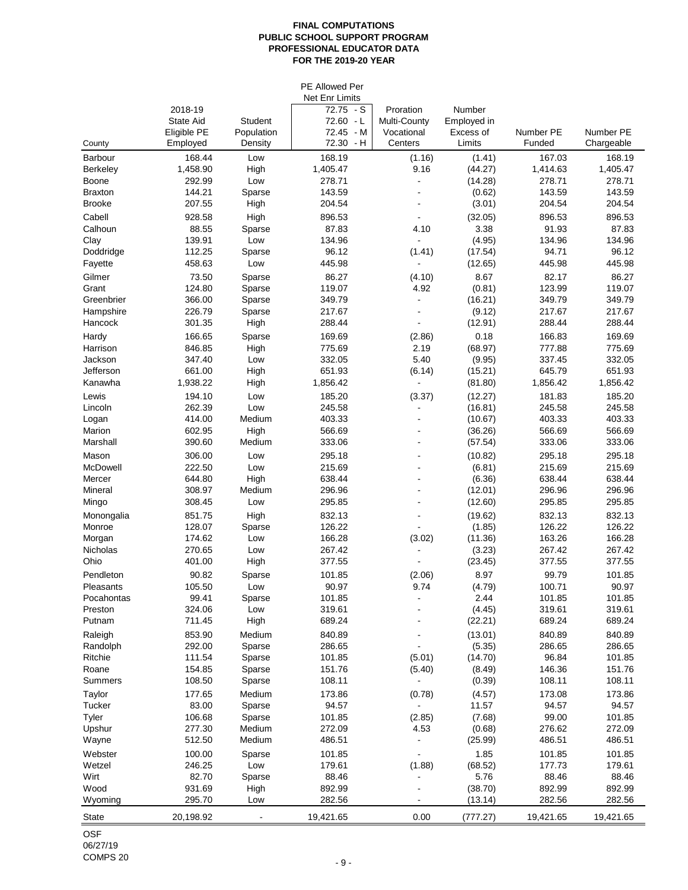**FINAL COMPUTATIONS**
**PUBLIC SCHOOL SUPPORT PROGRAM**
**PROFESSIONAL EDUCATOR DATA**
**FOR THE 2019-20 YEAR**

| County | 2018-19 State Aid Eligible PE Employed | Student Population Density | PE Allowed Per Net Enr Limits 72.75 - S 72.60 - L 72.45 - M 72.30 - H | Proration Multi-County Vocational Centers | Number Employed in Excess of Limits | Number PE Funded | Number PE Chargeable |
|---|---|---|---|---|---|---|---|
| Barbour | 168.44 | Low | 168.19 | (1.16) | (1.41) | 167.03 | 168.19 |
| Berkeley | 1,458.90 | High | 1,405.47 | 9.16 | (44.27) | 1,414.63 | 1,405.47 |
| Boone | 292.99 | Low | 278.71 | - | (14.28) | 278.71 | 278.71 |
| Braxton | 144.21 | Sparse | 143.59 | - | (0.62) | 143.59 | 143.59 |
| Brooke | 207.55 | High | 204.54 | - | (3.01) | 204.54 | 204.54 |
| Cabell | 928.58 | High | 896.53 | - | (32.05) | 896.53 | 896.53 |
| Calhoun | 88.55 | Sparse | 87.83 | 4.10 | 3.38 | 91.93 | 87.83 |
| Clay | 139.91 | Low | 134.96 | - | (4.95) | 134.96 | 134.96 |
| Doddridge | 112.25 | Sparse | 96.12 | (1.41) | (17.54) | 94.71 | 96.12 |
| Fayette | 458.63 | Low | 445.98 | - | (12.65) | 445.98 | 445.98 |
| Gilmer | 73.50 | Sparse | 86.27 | (4.10) | 8.67 | 82.17 | 86.27 |
| Grant | 124.80 | Sparse | 119.07 | 4.92 | (0.81) | 123.99 | 119.07 |
| Greenbrier | 366.00 | Sparse | 349.79 | - | (16.21) | 349.79 | 349.79 |
| Hampshire | 226.79 | Sparse | 217.67 | - | (9.12) | 217.67 | 217.67 |
| Hancock | 301.35 | High | 288.44 | - | (12.91) | 288.44 | 288.44 |
| Hardy | 166.65 | Sparse | 169.69 | (2.86) | 0.18 | 166.83 | 169.69 |
| Harrison | 846.85 | High | 775.69 | 2.19 | (68.97) | 777.88 | 775.69 |
| Jackson | 347.40 | Low | 332.05 | 5.40 | (9.95) | 337.45 | 332.05 |
| Jefferson | 661.00 | High | 651.93 | (6.14) | (15.21) | 645.79 | 651.93 |
| Kanawha | 1,938.22 | High | 1,856.42 | - | (81.80) | 1,856.42 | 1,856.42 |
| Lewis | 194.10 | Low | 185.20 | (3.37) | (12.27) | 181.83 | 185.20 |
| Lincoln | 262.39 | Low | 245.58 | - | (16.81) | 245.58 | 245.58 |
| Logan | 414.00 | Medium | 403.33 | - | (10.67) | 403.33 | 403.33 |
| Marion | 602.95 | High | 566.69 | - | (36.26) | 566.69 | 566.69 |
| Marshall | 390.60 | Medium | 333.06 | - | (57.54) | 333.06 | 333.06 |
| Mason | 306.00 | Low | 295.18 | - | (10.82) | 295.18 | 295.18 |
| McDowell | 222.50 | Low | 215.69 | - | (6.81) | 215.69 | 215.69 |
| Mercer | 644.80 | High | 638.44 | - | (6.36) | 638.44 | 638.44 |
| Mineral | 308.97 | Medium | 296.96 | - | (12.01) | 296.96 | 296.96 |
| Mingo | 308.45 | Low | 295.85 | - | (12.60) | 295.85 | 295.85 |
| Monongalia | 851.75 | High | 832.13 | - | (19.62) | 832.13 | 832.13 |
| Monroe | 128.07 | Sparse | 126.22 | - | (1.85) | 126.22 | 126.22 |
| Morgan | 174.62 | Low | 166.28 | (3.02) | (11.36) | 163.26 | 166.28 |
| Nicholas | 270.65 | Low | 267.42 | - | (3.23) | 267.42 | 267.42 |
| Ohio | 401.00 | High | 377.55 | - | (23.45) | 377.55 | 377.55 |
| Pendleton | 90.82 | Sparse | 101.85 | (2.06) | 8.97 | 99.79 | 101.85 |
| Pleasants | 105.50 | Low | 90.97 | 9.74 | (4.79) | 100.71 | 90.97 |
| Pocahontas | 99.41 | Sparse | 101.85 | - | 2.44 | 101.85 | 101.85 |
| Preston | 324.06 | Low | 319.61 | - | (4.45) | 319.61 | 319.61 |
| Putnam | 711.45 | High | 689.24 | - | (22.21) | 689.24 | 689.24 |
| Raleigh | 853.90 | Medium | 840.89 | - | (13.01) | 840.89 | 840.89 |
| Randolph | 292.00 | Sparse | 286.65 | - | (5.35) | 286.65 | 286.65 |
| Ritchie | 111.54 | Sparse | 101.85 | (5.01) | (14.70) | 96.84 | 101.85 |
| Roane | 154.85 | Sparse | 151.76 | (5.40) | (8.49) | 146.36 | 151.76 |
| Summers | 108.50 | Sparse | 108.11 | - | (0.39) | 108.11 | 108.11 |
| Taylor | 177.65 | Medium | 173.86 | (0.78) | (4.57) | 173.08 | 173.86 |
| Tucker | 83.00 | Sparse | 94.57 | - | 11.57 | 94.57 | 94.57 |
| Tyler | 106.68 | Sparse | 101.85 | (2.85) | (7.68) | 99.00 | 101.85 |
| Upshur | 277.30 | Medium | 272.09 | 4.53 | (0.68) | 276.62 | 272.09 |
| Wayne | 512.50 | Medium | 486.51 | - | (25.99) | 486.51 | 486.51 |
| Webster | 100.00 | Sparse | 101.85 | - | 1.85 | 101.85 | 101.85 |
| Wetzel | 246.25 | Low | 179.61 | (1.88) | (68.52) | 177.73 | 179.61 |
| Wirt | 82.70 | Sparse | 88.46 | - | 5.76 | 88.46 | 88.46 |
| Wood | 931.69 | High | 892.99 | - | (38.70) | 892.99 | 892.99 |
| Wyoming | 295.70 | Low | 282.56 | - | (13.14) | 282.56 | 282.56 |
| State | 20,198.92 | - | 19,421.65 | 0.00 | (777.27) | 19,421.65 | 19,421.65 |

OSF
06/27/19
COMPS 20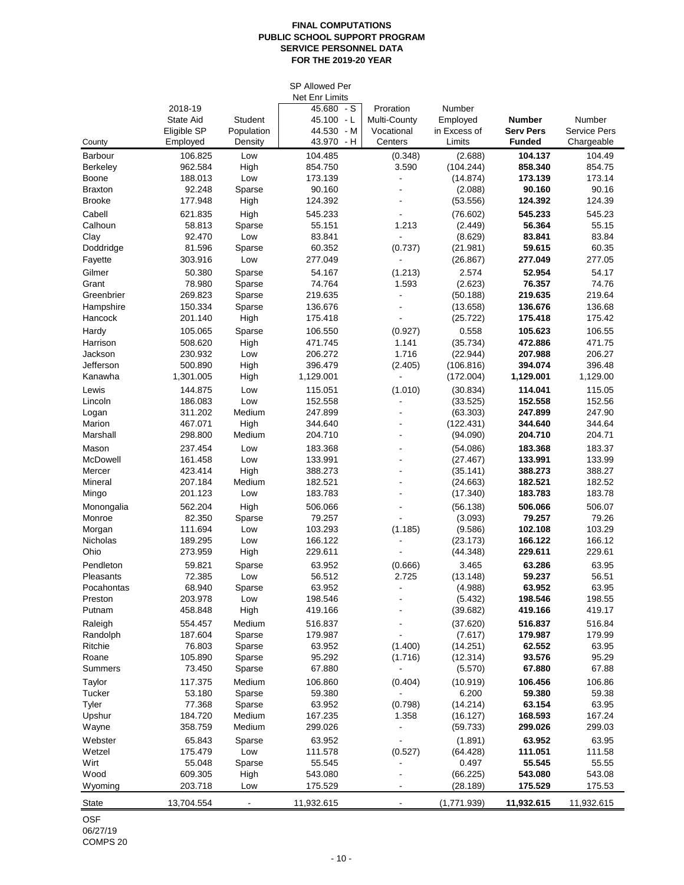**FINAL COMPUTATIONS**
**PUBLIC SCHOOL SUPPORT PROGRAM**
**SERVICE PERSONNEL DATA**
**FOR THE 2019-20 YEAR**

| County | 2018-19 State Aid Eligible SP Employed | Student Population Density | SP Allowed Per Net Enr Limits 45.680 - S 45.100 - L 44.530 - M 43.970 - H | Proration Multi-County Vocational Centers | Number Employed in Excess of Limits | **Number Serv Pers Funded** | Number Service Pers Chargeable |
|---|---|---|---|---|---|---|---|
| Barbour | 106.825 | Low | 104.485 | (0.348) | (2.688) | **104.137** | 104.49 |
| Berkeley | 962.584 | High | 854.750 | 3.590 | (104.244) | **858.340** | 854.75 |
| Boone | 188.013 | Low | 173.139 | - | (14.874) | **173.139** | 173.14 |
| Braxton | 92.248 | Sparse | 90.160 | - | (2.088) | **90.160** | 90.16 |
| Brooke | 177.948 | High | 124.392 | - | (53.556) | **124.392** | 124.39 |
| Cabell | 621.835 | High | 545.233 | - | (76.602) | **545.233** | 545.23 |
| Calhoun | 58.813 | Sparse | 55.151 | 1.213 | (2.449) | **56.364** | 55.15 |
| Clay | 92.470 | Low | 83.841 | - | (8.629) | **83.841** | 83.84 |
| Doddridge | 81.596 | Sparse | 60.352 | (0.737) | (21.981) | **59.615** | 60.35 |
| Fayette | 303.916 | Low | 277.049 | - | (26.867) | **277.049** | 277.05 |
| Gilmer | 50.380 | Sparse | 54.167 | (1.213) | 2.574 | **52.954** | 54.17 |
| Grant | 78.980 | Sparse | 74.764 | 1.593 | (2.623) | **76.357** | 74.76 |
| Greenbrier | 269.823 | Sparse | 219.635 | - | (50.188) | **219.635** | 219.64 |
| Hampshire | 150.334 | Sparse | 136.676 | - | (13.658) | **136.676** | 136.68 |
| Hancock | 201.140 | High | 175.418 | - | (25.722) | **175.418** | 175.42 |
| Hardy | 105.065 | Sparse | 106.550 | (0.927) | 0.558 | **105.623** | 106.55 |
| Harrison | 508.620 | High | 471.745 | 1.141 | (35.734) | **472.886** | 471.75 |
| Jackson | 230.932 | Low | 206.272 | 1.716 | (22.944) | **207.988** | 206.27 |
| Jefferson | 500.890 | High | 396.479 | (2.405) | (106.816) | **394.074** | 396.48 |
| Kanawha | 1,301.005 | High | 1,129.001 | - | (172.004) | **1,129.001** | 1,129.00 |
| Lewis | 144.875 | Low | 115.051 | (1.010) | (30.834) | **114.041** | 115.05 |
| Lincoln | 186.083 | Low | 152.558 | - | (33.525) | **152.558** | 152.56 |
| Logan | 311.202 | Medium | 247.899 | - | (63.303) | **247.899** | 247.90 |
| Marion | 467.071 | High | 344.640 | - | (122.431) | **344.640** | 344.64 |
| Marshall | 298.800 | Medium | 204.710 | - | (94.090) | **204.710** | 204.71 |
| Mason | 237.454 | Low | 183.368 | - | (54.086) | **183.368** | 183.37 |
| McDowell | 161.458 | Low | 133.991 | - | (27.467) | **133.991** | 133.99 |
| Mercer | 423.414 | High | 388.273 | - | (35.141) | **388.273** | 388.27 |
| Mineral | 207.184 | Medium | 182.521 | - | (24.663) | **182.521** | 182.52 |
| Mingo | 201.123 | Low | 183.783 | - | (17.340) | **183.783** | 183.78 |
| Monongalia | 562.204 | High | 506.066 | - | (56.138) | **506.066** | 506.07 |
| Monroe | 82.350 | Sparse | 79.257 | - | (3.093) | **79.257** | 79.26 |
| Morgan | 111.694 | Low | 103.293 | (1.185) | (9.586) | **102.108** | 103.29 |
| Nicholas | 189.295 | Low | 166.122 | - | (23.173) | **166.122** | 166.12 |
| Ohio | 273.959 | High | 229.611 | - | (44.348) | **229.611** | 229.61 |
| Pendleton | 59.821 | Sparse | 63.952 | (0.666) | 3.465 | **63.286** | 63.95 |
| Pleasants | 72.385 | Low | 56.512 | 2.725 | (13.148) | **59.237** | 56.51 |
| Pocahontas | 68.940 | Sparse | 63.952 | - | (4.988) | **63.952** | 63.95 |
| Preston | 203.978 | Low | 198.546 | - | (5.432) | **198.546** | 198.55 |
| Putnam | 458.848 | High | 419.166 | - | (39.682) | **419.166** | 419.17 |
| Raleigh | 554.457 | Medium | 516.837 | - | (37.620) | **516.837** | 516.84 |
| Randolph | 187.604 | Sparse | 179.987 | - | (7.617) | **179.987** | 179.99 |
| Ritchie | 76.803 | Sparse | 63.952 | (1.400) | (14.251) | **62.552** | 63.95 |
| Roane | 105.890 | Sparse | 95.292 | (1.716) | (12.314) | **93.576** | 95.29 |
| Summers | 73.450 | Sparse | 67.880 | - | (5.570) | **67.880** | 67.88 |
| Taylor | 117.375 | Medium | 106.860 | (0.404) | (10.919) | **106.456** | 106.86 |
| Tucker | 53.180 | Sparse | 59.380 | - | 6.200 | **59.380** | 59.38 |
| Tyler | 77.368 | Sparse | 63.952 | (0.798) | (14.214) | **63.154** | 63.95 |
| Upshur | 184.720 | Medium | 167.235 | 1.358 | (16.127) | **168.593** | 167.24 |
| Wayne | 358.759 | Medium | 299.026 | - | (59.733) | **299.026** | 299.03 |
| Webster | 65.843 | Sparse | 63.952 | - | (1.891) | **63.952** | 63.95 |
| Wetzel | 175.479 | Low | 111.578 | (0.527) | (64.428) | **111.051** | 111.58 |
| Wirt | 55.048 | Sparse | 55.545 | - | 0.497 | **55.545** | 55.55 |
| Wood | 609.305 | High | 543.080 | - | (66.225) | **543.080** | 543.08 |
| Wyoming | 203.718 | Low | 175.529 | - | (28.189) | **175.529** | 175.53 |
| State | 13,704.554 | - | 11,932.615 | - | (1,771.939) | **11,932.615** | 11,932.615 |

OSF
06/27/19
COMPS 20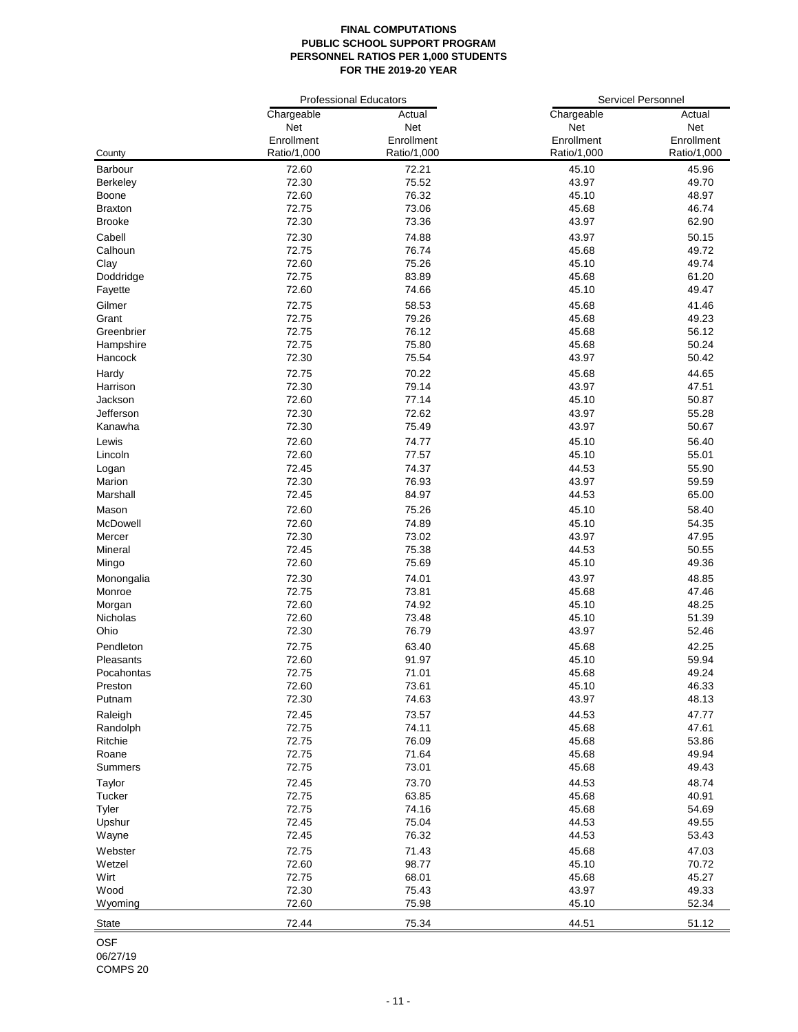**FINAL COMPUTATIONS**
**PUBLIC SCHOOL SUPPORT PROGRAM**
**PERSONNEL RATIOS PER 1,000 STUDENTS**
**FOR THE 2019-20 YEAR**

| | Professional Educators | | Servicel Personnel | |
|---|---|---|---|---|
| County | Chargeable Net Enrollment Ratio/1,000 | Actual Net Enrollment Ratio/1,000 | Chargeable Net Enrollment Ratio/1,000 | Actual Net Enrollment Ratio/1,000 |
| Barbour | 72.60 | 72.21 | 45.10 | 45.96 |
| Berkeley | 72.30 | 75.52 | 43.97 | 49.70 |
| Boone | 72.60 | 76.32 | 45.10 | 48.97 |
| Braxton | 72.75 | 73.06 | 45.68 | 46.74 |
| Brooke | 72.30 | 73.36 | 43.97 | 62.90 |
| Cabell | 72.30 | 74.88 | 43.97 | 50.15 |
| Calhoun | 72.75 | 76.74 | 45.68 | 49.72 |
| Clay | 72.60 | 75.26 | 45.10 | 49.74 |
| Doddridge | 72.75 | 83.89 | 45.68 | 61.20 |
| Fayette | 72.60 | 74.66 | 45.10 | 49.47 |
| Gilmer | 72.75 | 58.53 | 45.68 | 41.46 |
| Grant | 72.75 | 79.26 | 45.68 | 49.23 |
| Greenbrier | 72.75 | 76.12 | 45.68 | 56.12 |
| Hampshire | 72.75 | 75.80 | 45.68 | 50.24 |
| Hancock | 72.30 | 75.54 | 43.97 | 50.42 |
| Hardy | 72.75 | 70.22 | 45.68 | 44.65 |
| Harrison | 72.30 | 79.14 | 43.97 | 47.51 |
| Jackson | 72.60 | 77.14 | 45.10 | 50.87 |
| Jefferson | 72.30 | 72.62 | 43.97 | 55.28 |
| Kanawha | 72.30 | 75.49 | 43.97 | 50.67 |
| Lewis | 72.60 | 74.77 | 45.10 | 56.40 |
| Lincoln | 72.60 | 77.57 | 45.10 | 55.01 |
| Logan | 72.45 | 74.37 | 44.53 | 55.90 |
| Marion | 72.30 | 76.93 | 43.97 | 59.59 |
| Marshall | 72.45 | 84.97 | 44.53 | 65.00 |
| Mason | 72.60 | 75.26 | 45.10 | 58.40 |
| McDowell | 72.60 | 74.89 | 45.10 | 54.35 |
| Mercer | 72.30 | 73.02 | 43.97 | 47.95 |
| Mineral | 72.45 | 75.38 | 44.53 | 50.55 |
| Mingo | 72.60 | 75.69 | 45.10 | 49.36 |
| Monongalia | 72.30 | 74.01 | 43.97 | 48.85 |
| Monroe | 72.75 | 73.81 | 45.68 | 47.46 |
| Morgan | 72.60 | 74.92 | 45.10 | 48.25 |
| Nicholas | 72.60 | 73.48 | 45.10 | 51.39 |
| Ohio | 72.30 | 76.79 | 43.97 | 52.46 |
| Pendleton | 72.75 | 63.40 | 45.68 | 42.25 |
| Pleasants | 72.60 | 91.97 | 45.10 | 59.94 |
| Pocahontas | 72.75 | 71.01 | 45.68 | 49.24 |
| Preston | 72.60 | 73.61 | 45.10 | 46.33 |
| Putnam | 72.30 | 74.63 | 43.97 | 48.13 |
| Raleigh | 72.45 | 73.57 | 44.53 | 47.77 |
| Randolph | 72.75 | 74.11 | 45.68 | 47.61 |
| Ritchie | 72.75 | 76.09 | 45.68 | 53.86 |
| Roane | 72.75 | 71.64 | 45.68 | 49.94 |
| Summers | 72.75 | 73.01 | 45.68 | 49.43 |
| Taylor | 72.45 | 73.70 | 44.53 | 48.74 |
| Tucker | 72.75 | 63.85 | 45.68 | 40.91 |
| Tyler | 72.75 | 74.16 | 45.68 | 54.69 |
| Upshur | 72.45 | 75.04 | 44.53 | 49.55 |
| Wayne | 72.45 | 76.32 | 44.53 | 53.43 |
| Webster | 72.75 | 71.43 | 45.68 | 47.03 |
| Wetzel | 72.60 | 98.77 | 45.10 | 70.72 |
| Wirt | 72.75 | 68.01 | 45.68 | 45.27 |
| Wood | 72.30 | 75.43 | 43.97 | 49.33 |
| Wyoming | 72.60 | 75.98 | 45.10 | 52.34 |
| State | 72.44 | 75.34 | 44.51 | 51.12 |

OSF
06/27/19
COMPS 20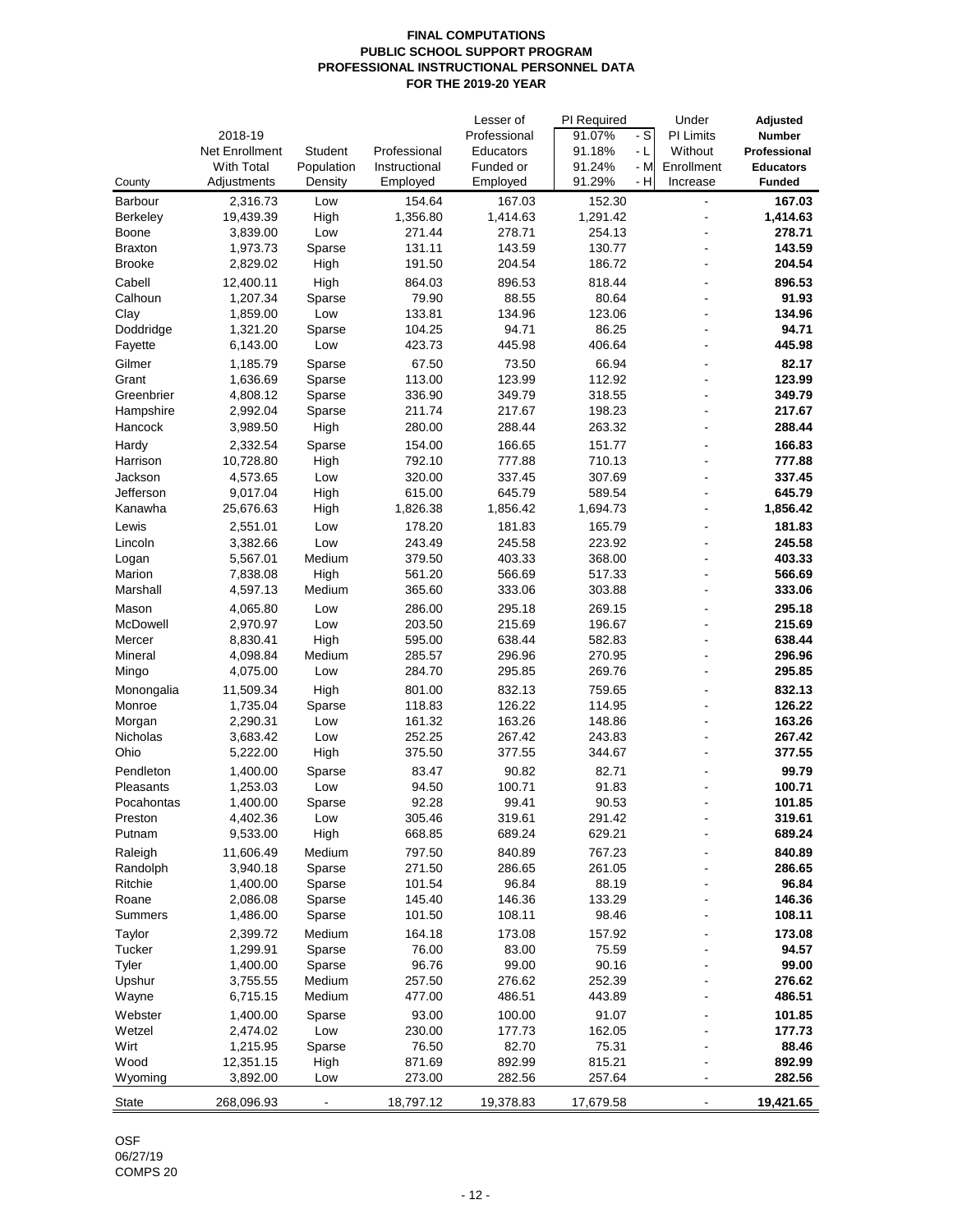**FINAL COMPUTATIONS**
**PUBLIC SCHOOL SUPPORT PROGRAM**
**PROFESSIONAL INSTRUCTIONAL PERSONNEL DATA**
**FOR THE 2019-20 YEAR**

| County | 2018-19 Net Enrollment With Total Adjustments | Student Population Density | Professional Instructional Employed | Lesser of Professional Educators Funded or Employed | PI Required 91.07% - S 91.18% - L 91.24% - M 91.29% - H | Under PI Limits Without Enrollment Increase | **Adjusted Number Professional Educators Funded** |
|---|---|---|---|---|---|---|---|
| Barbour | 2,316.73 | Low | 154.64 | 167.03 | 152.30 | - | **167.03** |
| Berkeley | 19,439.39 | High | 1,356.80 | 1,414.63 | 1,291.42 | - | **1,414.63** |
| Boone | 3,839.00 | Low | 271.44 | 278.71 | 254.13 | - | **278.71** |
| Braxton | 1,973.73 | Sparse | 131.11 | 143.59 | 130.77 | - | **143.59** |
| Brooke | 2,829.02 | High | 191.50 | 204.54 | 186.72 | - | **204.54** |
| Cabell | 12,400.11 | High | 864.03 | 896.53 | 818.44 | - | **896.53** |
| Calhoun | 1,207.34 | Sparse | 79.90 | 88.55 | 80.64 | - | **91.93** |
| Clay | 1,859.00 | Low | 133.81 | 134.96 | 123.06 | - | **134.96** |
| Doddridge | 1,321.20 | Sparse | 104.25 | 94.71 | 86.25 | - | **94.71** |
| Fayette | 6,143.00 | Low | 423.73 | 445.98 | 406.64 | - | **445.98** |
| Gilmer | 1,185.79 | Sparse | 67.50 | 73.50 | 66.94 | - | **82.17** |
| Grant | 1,636.69 | Sparse | 113.00 | 123.99 | 112.92 | - | **123.99** |
| Greenbrier | 4,808.12 | Sparse | 336.90 | 349.79 | 318.55 | - | **349.79** |
| Hampshire | 2,992.04 | Sparse | 211.74 | 217.67 | 198.23 | - | **217.67** |
| Hancock | 3,989.50 | High | 280.00 | 288.44 | 263.32 | - | **288.44** |
| Hardy | 2,332.54 | Sparse | 154.00 | 166.65 | 151.77 | - | **166.83** |
| Harrison | 10,728.80 | High | 792.10 | 777.88 | 710.13 | - | **777.88** |
| Jackson | 4,573.65 | Low | 320.00 | 337.45 | 307.69 | - | **337.45** |
| Jefferson | 9,017.04 | High | 615.00 | 645.79 | 589.54 | - | **645.79** |
| Kanawha | 25,676.63 | High | 1,826.38 | 1,856.42 | 1,694.73 | - | **1,856.42** |
| Lewis | 2,551.01 | Low | 178.20 | 181.83 | 165.79 | - | **181.83** |
| Lincoln | 3,382.66 | Low | 243.49 | 245.58 | 223.92 | - | **245.58** |
| Logan | 5,567.01 | Medium | 379.50 | 403.33 | 368.00 | - | **403.33** |
| Marion | 7,838.08 | High | 561.20 | 566.69 | 517.33 | - | **566.69** |
| Marshall | 4,597.13 | Medium | 365.60 | 333.06 | 303.88 | - | **333.06** |
| Mason | 4,065.80 | Low | 286.00 | 295.18 | 269.15 | - | **295.18** |
| McDowell | 2,970.97 | Low | 203.50 | 215.69 | 196.67 | - | **215.69** |
| Mercer | 8,830.41 | High | 595.00 | 638.44 | 582.83 | - | **638.44** |
| Mineral | 4,098.84 | Medium | 285.57 | 296.96 | 270.95 | - | **296.96** |
| Mingo | 4,075.00 | Low | 284.70 | 295.85 | 269.76 | - | **295.85** |
| Monongalia | 11,509.34 | High | 801.00 | 832.13 | 759.65 | - | **832.13** |
| Monroe | 1,735.04 | Sparse | 118.83 | 126.22 | 114.95 | - | **126.22** |
| Morgan | 2,290.31 | Low | 161.32 | 163.26 | 148.86 | - | **163.26** |
| Nicholas | 3,683.42 | Low | 252.25 | 267.42 | 243.83 | - | **267.42** |
| Ohio | 5,222.00 | High | 375.50 | 377.55 | 344.67 | - | **377.55** |
| Pendleton | 1,400.00 | Sparse | 83.47 | 90.82 | 82.71 | - | **99.79** |
| Pleasants | 1,253.03 | Low | 94.50 | 100.71 | 91.83 | - | **100.71** |
| Pocahontas | 1,400.00 | Sparse | 92.28 | 99.41 | 90.53 | - | **101.85** |
| Preston | 4,402.36 | Low | 305.46 | 319.61 | 291.42 | - | **319.61** |
| Putnam | 9,533.00 | High | 668.85 | 689.24 | 629.21 | - | **689.24** |
| Raleigh | 11,606.49 | Medium | 797.50 | 840.89 | 767.23 | - | **840.89** |
| Randolph | 3,940.18 | Sparse | 271.50 | 286.65 | 261.05 | - | **286.65** |
| Ritchie | 1,400.00 | Sparse | 101.54 | 96.84 | 88.19 | - | **96.84** |
| Roane | 2,086.08 | Sparse | 145.40 | 146.36 | 133.29 | - | **146.36** |
| Summers | 1,486.00 | Sparse | 101.50 | 108.11 | 98.46 | - | **108.11** |
| Taylor | 2,399.72 | Medium | 164.18 | 173.08 | 157.92 | - | **173.08** |
| Tucker | 1,299.91 | Sparse | 76.00 | 83.00 | 75.59 | - | **94.57** |
| Tyler | 1,400.00 | Sparse | 96.76 | 99.00 | 90.16 | - | **99.00** |
| Upshur | 3,755.55 | Medium | 257.50 | 276.62 | 252.39 | - | **276.62** |
| Wayne | 6,715.15 | Medium | 477.00 | 486.51 | 443.89 | - | **486.51** |
| Webster | 1,400.00 | Sparse | 93.00 | 100.00 | 91.07 | - | **101.85** |
| Wetzel | 2,474.02 | Low | 230.00 | 177.73 | 162.05 | - | **177.73** |
| Wirt | 1,215.95 | Sparse | 76.50 | 82.70 | 75.31 | - | **88.46** |
| Wood | 12,351.15 | High | 871.69 | 892.99 | 815.21 | - | **892.99** |
| Wyoming | 3,892.00 | Low | 273.00 | 282.56 | 257.64 | - | **282.56** |
| State | 268,096.93 | - | 18,797.12 | 19,378.83 | 17,679.58 | - | **19,421.65** |

OSF
06/27/19
COMPS 20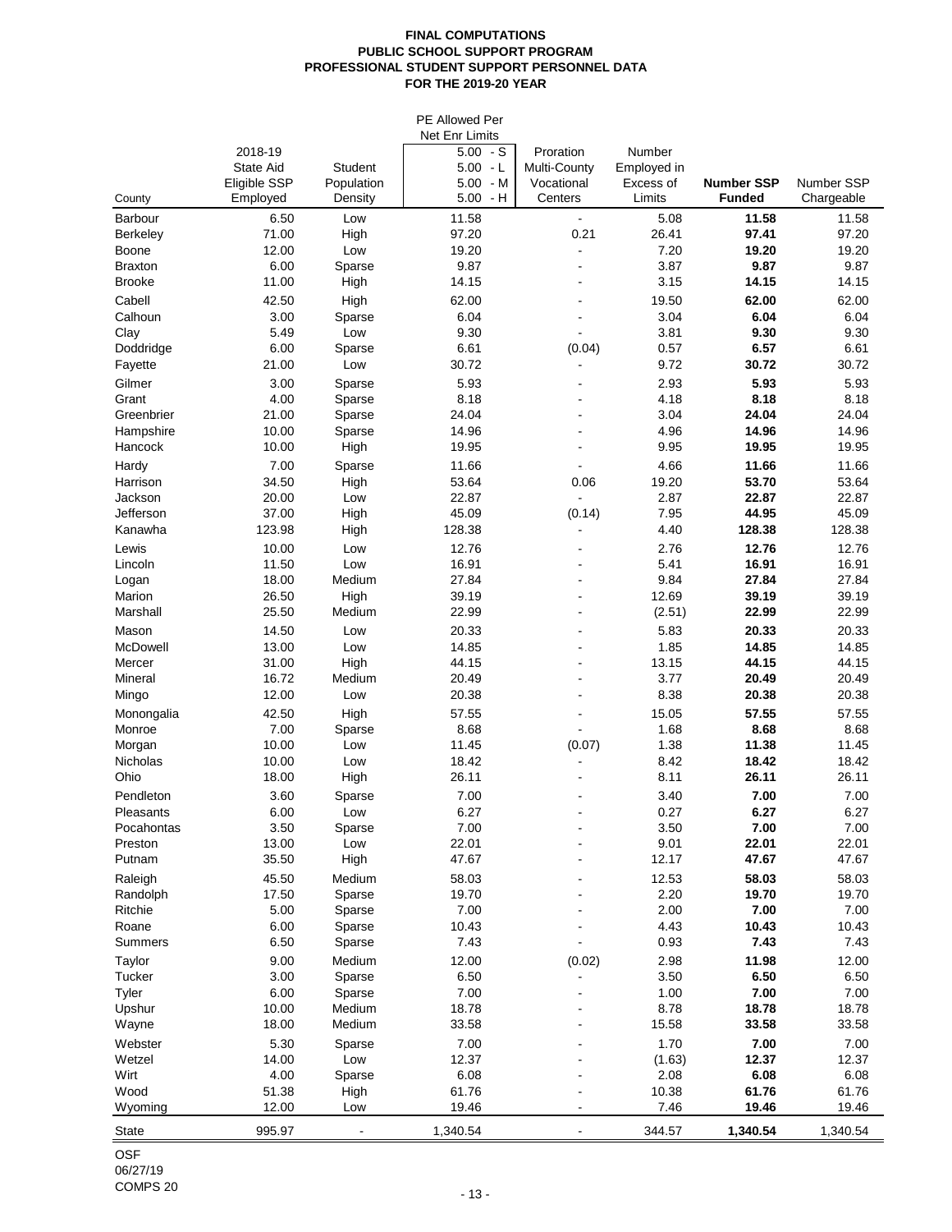**FINAL COMPUTATIONS**
**PUBLIC SCHOOL SUPPORT PROGRAM**
**PROFESSIONAL STUDENT SUPPORT PERSONNEL DATA**
**FOR THE 2019-20 YEAR**

| County | 2018-19 State Aid Eligible SSP Employed | Student Population Density | PE Allowed Per Net Enr Limits 5.00 - S 5.00 - L 5.00 - M 5.00 - H | Proration Multi-County Vocational Centers | Number Employed in Excess of Limits | **Number SSP Funded** | Number SSP Chargeable |
|---|---|---|---|---|---|---|---|
| Barbour | 6.50 | Low | 11.58 | - | 5.08 | **11.58** | 11.58 |
| Berkeley | 71.00 | High | 97.20 | 0.21 | 26.41 | **97.41** | 97.20 |
| Boone | 12.00 | Low | 19.20 | - | 7.20 | **19.20** | 19.20 |
| Braxton | 6.00 | Sparse | 9.87 | - | 3.87 | **9.87** | 9.87 |
| Brooke | 11.00 | High | 14.15 | - | 3.15 | **14.15** | 14.15 |
| Cabell | 42.50 | High | 62.00 | - | 19.50 | **62.00** | 62.00 |
| Calhoun | 3.00 | Sparse | 6.04 | - | 3.04 | **6.04** | 6.04 |
| Clay | 5.49 | Low | 9.30 | - | 3.81 | **9.30** | 9.30 |
| Doddridge | 6.00 | Sparse | 6.61 | (0.04) | 0.57 | **6.57** | 6.61 |
| Fayette | 21.00 | Low | 30.72 | - | 9.72 | **30.72** | 30.72 |
| Gilmer | 3.00 | Sparse | 5.93 | - | 2.93 | **5.93** | 5.93 |
| Grant | 4.00 | Sparse | 8.18 | - | 4.18 | **8.18** | 8.18 |
| Greenbrier | 21.00 | Sparse | 24.04 | - | 3.04 | **24.04** | 24.04 |
| Hampshire | 10.00 | Sparse | 14.96 | - | 4.96 | **14.96** | 14.96 |
| Hancock | 10.00 | High | 19.95 | - | 9.95 | **19.95** | 19.95 |
| Hardy | 7.00 | Sparse | 11.66 | - | 4.66 | **11.66** | 11.66 |
| Harrison | 34.50 | High | 53.64 | 0.06 | 19.20 | **53.70** | 53.64 |
| Jackson | 20.00 | Low | 22.87 | - | 2.87 | **22.87** | 22.87 |
| Jefferson | 37.00 | High | 45.09 | (0.14) | 7.95 | **44.95** | 45.09 |
| Kanawha | 123.98 | High | 128.38 | - | 4.40 | **128.38** | 128.38 |
| Lewis | 10.00 | Low | 12.76 | - | 2.76 | **12.76** | 12.76 |
| Lincoln | 11.50 | Low | 16.91 | - | 5.41 | **16.91** | 16.91 |
| Logan | 18.00 | Medium | 27.84 | - | 9.84 | **27.84** | 27.84 |
| Marion | 26.50 | High | 39.19 | - | 12.69 | **39.19** | 39.19 |
| Marshall | 25.50 | Medium | 22.99 | - | (2.51) | **22.99** | 22.99 |
| Mason | 14.50 | Low | 20.33 | - | 5.83 | **20.33** | 20.33 |
| McDowell | 13.00 | Low | 14.85 | - | 1.85 | **14.85** | 14.85 |
| Mercer | 31.00 | High | 44.15 | - | 13.15 | **44.15** | 44.15 |
| Mineral | 16.72 | Medium | 20.49 | - | 3.77 | **20.49** | 20.49 |
| Mingo | 12.00 | Low | 20.38 | - | 8.38 | **20.38** | 20.38 |
| Monongalia | 42.50 | High | 57.55 | - | 15.05 | **57.55** | 57.55 |
| Monroe | 7.00 | Sparse | 8.68 | - | 1.68 | **8.68** | 8.68 |
| Morgan | 10.00 | Low | 11.45 | (0.07) | 1.38 | **11.38** | 11.45 |
| Nicholas | 10.00 | Low | 18.42 | - | 8.42 | **18.42** | 18.42 |
| Ohio | 18.00 | High | 26.11 | - | 8.11 | **26.11** | 26.11 |
| Pendleton | 3.60 | Sparse | 7.00 | - | 3.40 | **7.00** | 7.00 |
| Pleasants | 6.00 | Low | 6.27 | - | 0.27 | **6.27** | 6.27 |
| Pocahontas | 3.50 | Sparse | 7.00 | - | 3.50 | **7.00** | 7.00 |
| Preston | 13.00 | Low | 22.01 | - | 9.01 | **22.01** | 22.01 |
| Putnam | 35.50 | High | 47.67 | - | 12.17 | **47.67** | 47.67 |
| Raleigh | 45.50 | Medium | 58.03 | - | 12.53 | **58.03** | 58.03 |
| Randolph | 17.50 | Sparse | 19.70 | - | 2.20 | **19.70** | 19.70 |
| Ritchie | 5.00 | Sparse | 7.00 | - | 2.00 | **7.00** | 7.00 |
| Roane | 6.00 | Sparse | 10.43 | - | 4.43 | **10.43** | 10.43 |
| Summers | 6.50 | Sparse | 7.43 | - | 0.93 | **7.43** | 7.43 |
| Taylor | 9.00 | Medium | 12.00 | (0.02) | 2.98 | **11.98** | 12.00 |
| Tucker | 3.00 | Sparse | 6.50 | - | 3.50 | **6.50** | 6.50 |
| Tyler | 6.00 | Sparse | 7.00 | - | 1.00 | **7.00** | 7.00 |
| Upshur | 10.00 | Medium | 18.78 | - | 8.78 | **18.78** | 18.78 |
| Wayne | 18.00 | Medium | 33.58 | - | 15.58 | **33.58** | 33.58 |
| Webster | 5.30 | Sparse | 7.00 | - | 1.70 | **7.00** | 7.00 |
| Wetzel | 14.00 | Low | 12.37 | - | (1.63) | **12.37** | 12.37 |
| Wirt | 4.00 | Sparse | 6.08 | - | 2.08 | **6.08** | 6.08 |
| Wood | 51.38 | High | 61.76 | - | 10.38 | **61.76** | 61.76 |
| Wyoming | 12.00 | Low | 19.46 | - | 7.46 | **19.46** | 19.46 |
| State | 995.97 | - | 1,340.54 | - | 344.57 | **1,340.54** | 1,340.54 |

OSF
06/27/19
COMPS 20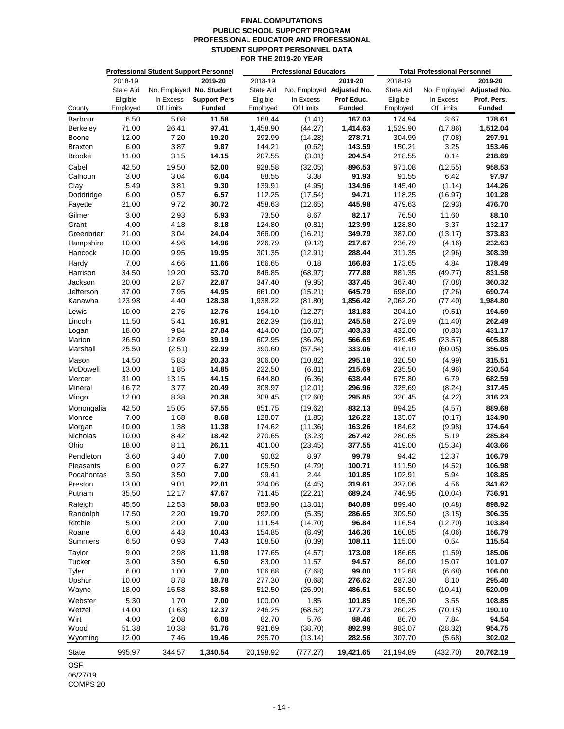**FINAL COMPUTATIONS**
**PUBLIC SCHOOL SUPPORT PROGRAM**
**PROFESSIONAL EDUCATOR AND PROFESSIONAL**
**STUDENT SUPPORT PERSONNEL DATA**
**FOR THE 2019-20 YEAR**

| | Professional Student Support Personnel | | | Professional Educators | | | Total Professional Personnel | | |
|---|---|---|---|---|---|---|---|---|---|
| County | 2018-19 State Aid Eligible Employed | No. Employed In Excess Of Limits | 2019-20 No. Student Support Pers Funded | 2018-19 State Aid Eligible Employed | No. Employed In Excess Of Limits | 2019-20 Adjusted No. Prof Educ. Funded | 2018-19 State Aid Eligible Employed | No. Employed In Excess Of Limits | 2019-20 Adjusted No. Prof. Pers. Funded |
| Barbour | 6.50 | 5.08 | **11.58** | 168.44 | (1.41) | **167.03** | 174.94 | 3.67 | **178.61** |
| Berkeley | 71.00 | 26.41 | **97.41** | 1,458.90 | (44.27) | **1,414.63** | 1,529.90 | (17.86) | **1,512.04** |
| Boone | 12.00 | 7.20 | **19.20** | 292.99 | (14.28) | **278.71** | 304.99 | (7.08) | **297.91** |
| Braxton | 6.00 | 3.87 | **9.87** | 144.21 | (0.62) | **143.59** | 150.21 | 3.25 | **153.46** |
| Brooke | 11.00 | 3.15 | **14.15** | 207.55 | (3.01) | **204.54** | 218.55 | 0.14 | **218.69** |
| Cabell | 42.50 | 19.50 | **62.00** | 928.58 | (32.05) | **896.53** | 971.08 | (12.55) | **958.53** |
| Calhoun | 3.00 | 3.04 | **6.04** | 88.55 | 3.38 | **91.93** | 91.55 | 6.42 | **97.97** |
| Clay | 5.49 | 3.81 | **9.30** | 139.91 | (4.95) | **134.96** | 145.40 | (1.14) | **144.26** |
| Doddridge | 6.00 | 0.57 | **6.57** | 112.25 | (17.54) | **94.71** | 118.25 | (16.97) | **101.28** |
| Fayette | 21.00 | 9.72 | **30.72** | 458.63 | (12.65) | **445.98** | 479.63 | (2.93) | **476.70** |
| Gilmer | 3.00 | 2.93 | **5.93** | 73.50 | 8.67 | **82.17** | 76.50 | 11.60 | **88.10** |
| Grant | 4.00 | 4.18 | **8.18** | 124.80 | (0.81) | **123.99** | 128.80 | 3.37 | **132.17** |
| Greenbrier | 21.00 | 3.04 | **24.04** | 366.00 | (16.21) | **349.79** | 387.00 | (13.17) | **373.83** |
| Hampshire | 10.00 | 4.96 | **14.96** | 226.79 | (9.12) | **217.67** | 236.79 | (4.16) | **232.63** |
| Hancock | 10.00 | 9.95 | **19.95** | 301.35 | (12.91) | **288.44** | 311.35 | (2.96) | **308.39** |
| Hardy | 7.00 | 4.66 | **11.66** | 166.65 | 0.18 | **166.83** | 173.65 | 4.84 | **178.49** |
| Harrison | 34.50 | 19.20 | **53.70** | 846.85 | (68.97) | **777.88** | 881.35 | (49.77) | **831.58** |
| Jackson | 20.00 | 2.87 | **22.87** | 347.40 | (9.95) | **337.45** | 367.40 | (7.08) | **360.32** |
| Jefferson | 37.00 | 7.95 | **44.95** | 661.00 | (15.21) | **645.79** | 698.00 | (7.26) | **690.74** |
| Kanawha | 123.98 | 4.40 | **128.38** | 1,938.22 | (81.80) | **1,856.42** | 2,062.20 | (77.40) | **1,984.80** |
| Lewis | 10.00 | 2.76 | **12.76** | 194.10 | (12.27) | **181.83** | 204.10 | (9.51) | **194.59** |
| Lincoln | 11.50 | 5.41 | **16.91** | 262.39 | (16.81) | **245.58** | 273.89 | (11.40) | **262.49** |
| Logan | 18.00 | 9.84 | **27.84** | 414.00 | (10.67) | **403.33** | 432.00 | (0.83) | **431.17** |
| Marion | 26.50 | 12.69 | **39.19** | 602.95 | (36.26) | **566.69** | 629.45 | (23.57) | **605.88** |
| Marshall | 25.50 | (2.51) | **22.99** | 390.60 | (57.54) | **333.06** | 416.10 | (60.05) | **356.05** |
| Mason | 14.50 | 5.83 | **20.33** | 306.00 | (10.82) | **295.18** | 320.50 | (4.99) | **315.51** |
| McDowell | 13.00 | 1.85 | **14.85** | 222.50 | (6.81) | **215.69** | 235.50 | (4.96) | **230.54** |
| Mercer | 31.00 | 13.15 | **44.15** | 644.80 | (6.36) | **638.44** | 675.80 | 6.79 | **682.59** |
| Mineral | 16.72 | 3.77 | **20.49** | 308.97 | (12.01) | **296.96** | 325.69 | (8.24) | **317.45** |
| Mingo | 12.00 | 8.38 | **20.38** | 308.45 | (12.60) | **295.85** | 320.45 | (4.22) | **316.23** |
| Monongalia | 42.50 | 15.05 | **57.55** | 851.75 | (19.62) | **832.13** | 894.25 | (4.57) | **889.68** |
| Monroe | 7.00 | 1.68 | **8.68** | 128.07 | (1.85) | **126.22** | 135.07 | (0.17) | **134.90** |
| Morgan | 10.00 | 1.38 | **11.38** | 174.62 | (11.36) | **163.26** | 184.62 | (9.98) | **174.64** |
| Nicholas | 10.00 | 8.42 | **18.42** | 270.65 | (3.23) | **267.42** | 280.65 | 5.19 | **285.84** |
| Ohio | 18.00 | 8.11 | **26.11** | 401.00 | (23.45) | **377.55** | 419.00 | (15.34) | **403.66** |
| Pendleton | 3.60 | 3.40 | **7.00** | 90.82 | 8.97 | **99.79** | 94.42 | 12.37 | **106.79** |
| Pleasants | 6.00 | 0.27 | **6.27** | 105.50 | (4.79) | **100.71** | 111.50 | (4.52) | **106.98** |
| Pocahontas | 3.50 | 3.50 | **7.00** | 99.41 | 2.44 | **101.85** | 102.91 | 5.94 | **108.85** |
| Preston | 13.00 | 9.01 | **22.01** | 324.06 | (4.45) | **319.61** | 337.06 | 4.56 | **341.62** |
| Putnam | 35.50 | 12.17 | **47.67** | 711.45 | (22.21) | **689.24** | 746.95 | (10.04) | **736.91** |
| Raleigh | 45.50 | 12.53 | **58.03** | 853.90 | (13.01) | **840.89** | 899.40 | (0.48) | **898.92** |
| Randolph | 17.50 | 2.20 | **19.70** | 292.00 | (5.35) | **286.65** | 309.50 | (3.15) | **306.35** |
| Ritchie | 5.00 | 2.00 | **7.00** | 111.54 | (14.70) | **96.84** | 116.54 | (12.70) | **103.84** |
| Roane | 6.00 | 4.43 | **10.43** | 154.85 | (8.49) | **146.36** | 160.85 | (4.06) | **156.79** |
| Summers | 6.50 | 0.93 | **7.43** | 108.50 | (0.39) | **108.11** | 115.00 | 0.54 | **115.54** |
| Taylor | 9.00 | 2.98 | **11.98** | 177.65 | (4.57) | **173.08** | 186.65 | (1.59) | **185.06** |
| Tucker | 3.00 | 3.50 | **6.50** | 83.00 | 11.57 | **94.57** | 86.00 | 15.07 | **101.07** |
| Tyler | 6.00 | 1.00 | **7.00** | 106.68 | (7.68) | **99.00** | 112.68 | (6.68) | **106.00** |
| Upshur | 10.00 | 8.78 | **18.78** | 277.30 | (0.68) | **276.62** | 287.30 | 8.10 | **295.40** |
| Wayne | 18.00 | 15.58 | **33.58** | 512.50 | (25.99) | **486.51** | 530.50 | (10.41) | **520.09** |
| Webster | 5.30 | 1.70 | **7.00** | 100.00 | 1.85 | **101.85** | 105.30 | 3.55 | **108.85** |
| Wetzel | 14.00 | (1.63) | **12.37** | 246.25 | (68.52) | **177.73** | 260.25 | (70.15) | **190.10** |
| Wirt | 4.00 | 2.08 | **6.08** | 82.70 | 5.76 | **88.46** | 86.70 | 7.84 | **94.54** |
| Wood | 51.38 | 10.38 | **61.76** | 931.69 | (38.70) | **892.99** | 983.07 | (28.32) | **954.75** |
| Wyoming | 12.00 | 7.46 | **19.46** | 295.70 | (13.14) | **282.56** | 307.70 | (5.68) | **302.02** |
| State | 995.97 | 344.57 | **1,340.54** | 20,198.92 | (777.27) | **19,421.65** | 21,194.89 | (432.70) | **20,762.19** |

OSF
06/27/19
COMPS 20